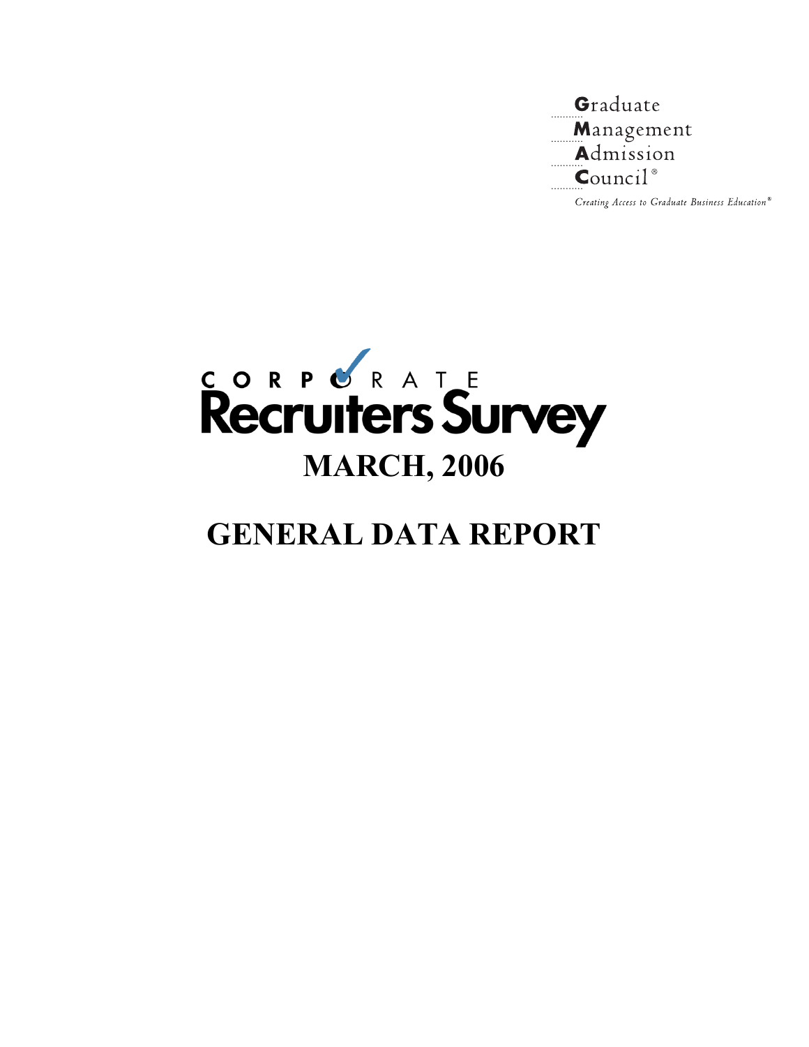Graduate Management Admission Council®

*Creating Access to Graduate Business Education®*

# CORPORATE Recruiters Survey

## MARCH, 2006

# GENERAL DATA REPORT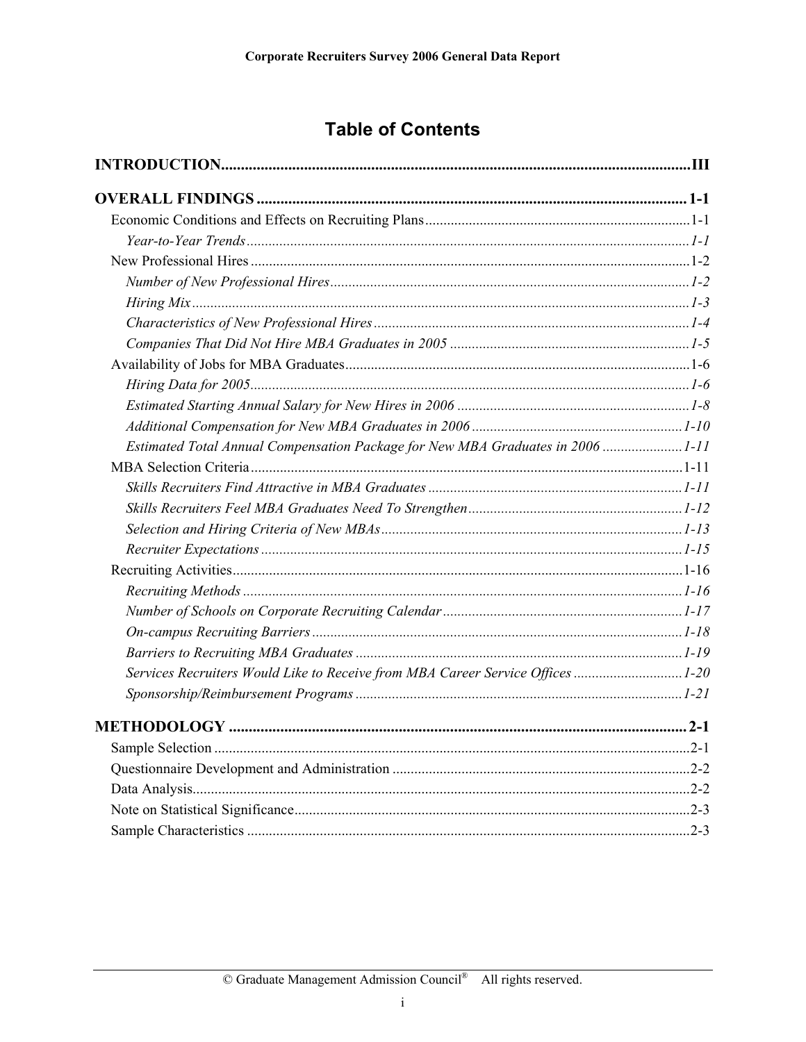# Table of Contents

**INTRODUCTION** ..... III

**OVERALL FINDINGS** ..... 1-1

- Economic Conditions and Effects on Recruiting Plans ..... 1-1
  - *Year-to-Year Trends* ..... *1-1*
- New Professional Hires ..... 1-2
  - *Number of New Professional Hires* ..... *1-2*
  - *Hiring Mix* ..... *1-3*
  - *Characteristics of New Professional Hires* ..... *1-4*
  - *Companies That Did Not Hire MBA Graduates in 2005* ..... *1-5*
- Availability of Jobs for MBA Graduates ..... 1-6
  - *Hiring Data for 2005* ..... *1-6*
  - *Estimated Starting Annual Salary for New Hires in 2006* ..... *1-8*
  - *Additional Compensation for New MBA Graduates in 2006* ..... *1-10*
  - *Estimated Total Annual Compensation Package for New MBA Graduates in 2006* ..... *1-11*
- MBA Selection Criteria ..... 1-11
  - *Skills Recruiters Find Attractive in MBA Graduates* ..... *1-11*
  - *Skills Recruiters Feel MBA Graduates Need To Strengthen* ..... *1-12*
  - *Selection and Hiring Criteria of New MBAs* ..... *1-13*
  - *Recruiter Expectations* ..... *1-15*
- Recruiting Activities ..... 1-16
  - *Recruiting Methods* ..... *1-16*
  - *Number of Schools on Corporate Recruiting Calendar* ..... *1-17*
  - *On-campus Recruiting Barriers* ..... *1-18*
  - *Barriers to Recruiting MBA Graduates* ..... *1-19*
  - *Services Recruiters Would Like to Receive from MBA Career Service Offices* ..... *1-20*
  - *Sponsorship/Reimbursement Programs* ..... *1-21*

**METHODOLOGY** ..... 2-1

- Sample Selection ..... 2-1
- Questionnaire Development and Administration ..... 2-2
- Data Analysis ..... 2-2
- Note on Statistical Significance ..... 2-3
- Sample Characteristics ..... 2-3

© Graduate Management Admission Council® All rights reserved.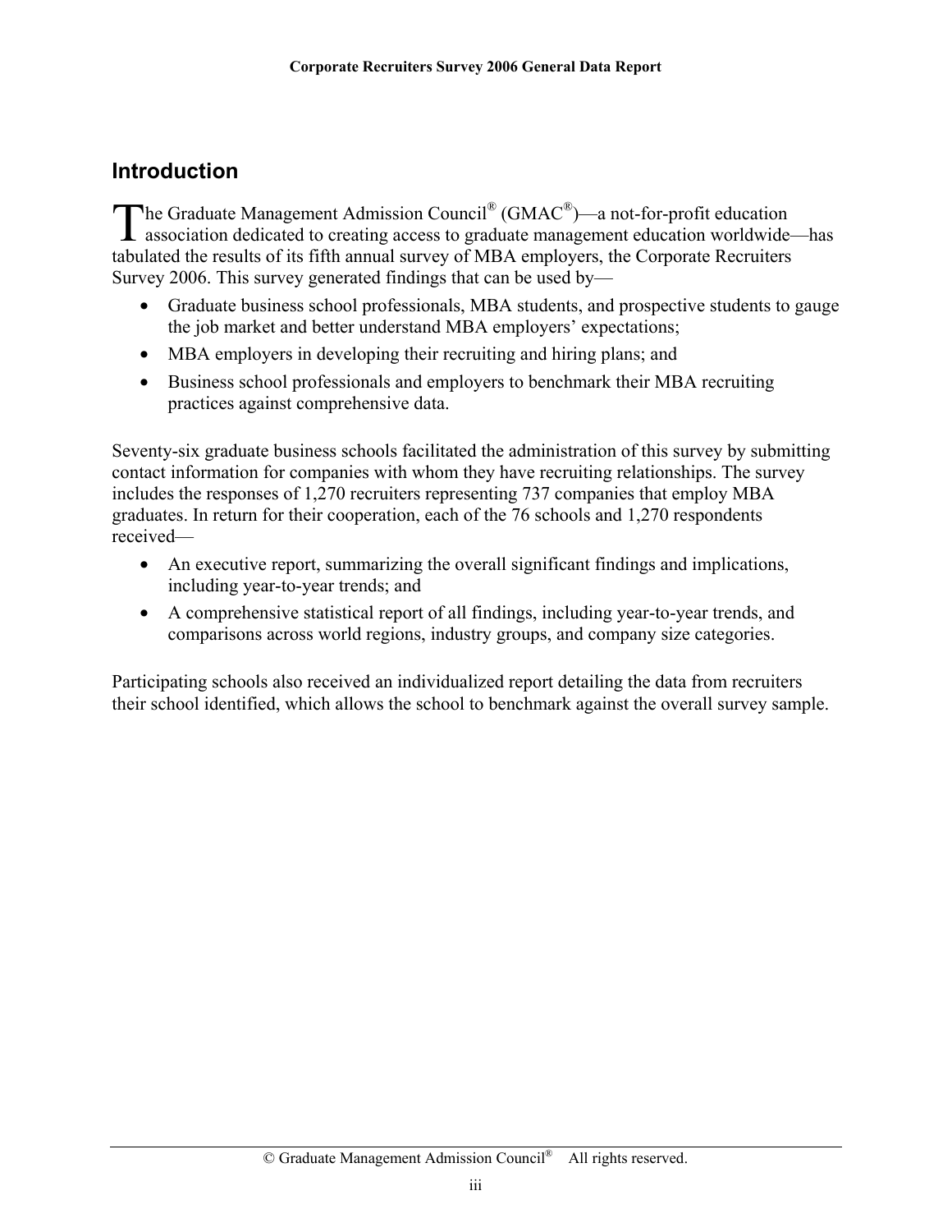## Introduction

The Graduate Management Admission Council® (GMAC®)—a not-for-profit education association dedicated to creating access to graduate management education worldwide—has tabulated the results of its fifth annual survey of MBA employers, the Corporate Recruiters Survey 2006. This survey generated findings that can be used by—

- Graduate business school professionals, MBA students, and prospective students to gauge the job market and better understand MBA employers' expectations;
- MBA employers in developing their recruiting and hiring plans; and
- Business school professionals and employers to benchmark their MBA recruiting practices against comprehensive data.

Seventy-six graduate business schools facilitated the administration of this survey by submitting contact information for companies with whom they have recruiting relationships. The survey includes the responses of 1,270 recruiters representing 737 companies that employ MBA graduates. In return for their cooperation, each of the 76 schools and 1,270 respondents received—

- An executive report, summarizing the overall significant findings and implications, including year-to-year trends; and
- A comprehensive statistical report of all findings, including year-to-year trends, and comparisons across world regions, industry groups, and company size categories.

Participating schools also received an individualized report detailing the data from recruiters their school identified, which allows the school to benchmark against the overall survey sample.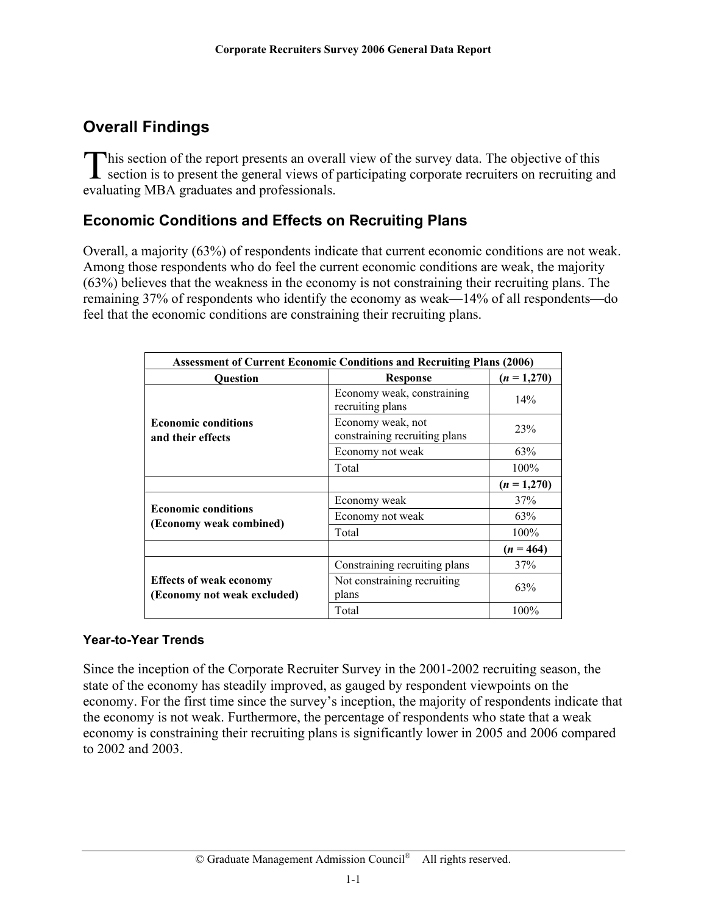# Overall Findings

This section of the report presents an overall view of the survey data. The objective of this section is to present the general views of participating corporate recruiters on recruiting and evaluating MBA graduates and professionals.

## Economic Conditions and Effects on Recruiting Plans

Overall, a majority (63%) of respondents indicate that current economic conditions are not weak. Among those respondents who do feel the current economic conditions are weak, the majority (63%) believes that the weakness in the economy is not constraining their recruiting plans. The remaining 37% of respondents who identify the economy as weak—14% of all respondents—do feel that the economic conditions are constraining their recruiting plans.

| Assessment of Current Economic Conditions and Recruiting Plans (2006) | | |
|---|---|---|
| **Question** | **Response** | **(*n* = 1,270)** |
| **Economic conditions and their effects** | Economy weak, constraining recruiting plans | 14% |
| | Economy weak, not constraining recruiting plans | 23% |
| | Economy not weak | 63% |
| | Total | 100% |
| | | **(*n* = 1,270)** |
| **Economic conditions (Economy weak combined)** | Economy weak | 37% |
| | Economy not weak | 63% |
| | Total | 100% |
| | | **(*n* = 464)** |
| **Effects of weak economy (Economy not weak excluded)** | Constraining recruiting plans | 37% |
| | Not constraining recruiting plans | 63% |
| | Total | 100% |

### Year-to-Year Trends

Since the inception of the Corporate Recruiter Survey in the 2001-2002 recruiting season, the state of the economy has steadily improved, as gauged by respondent viewpoints on the economy. For the first time since the survey's inception, the majority of respondents indicate that the economy is not weak. Furthermore, the percentage of respondents who state that a weak economy is constraining their recruiting plans is significantly lower in 2005 and 2006 compared to 2002 and 2003.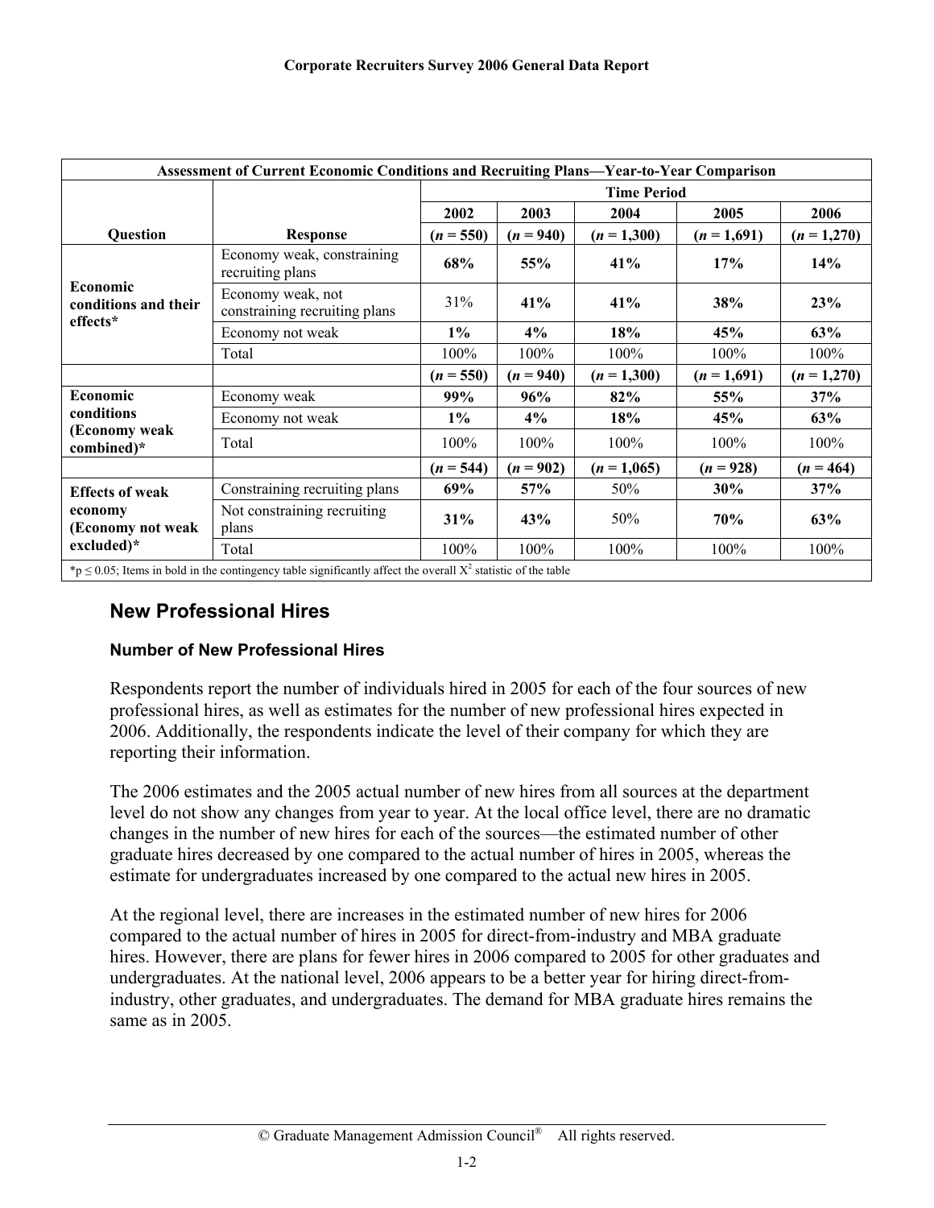| Assessment of Current Economic Conditions and Recruiting Plans—Year-to-Year Comparison | | | | | | |
|---|---|---|---|---|---|---|
| | | Time Period | | | | |
| | | 2002 | 2003 | 2004 | 2005 | 2006 |
| **Question** | **Response** | (*n* = 550) | (*n* = 940) | (*n* = 1,300) | (*n* = 1,691) | (*n* = 1,270) |
| **Economic conditions and their effects*** | Economy weak, constraining recruiting plans | **68%** | **55%** | **41%** | **17%** | **14%** |
| | Economy weak, not constraining recruiting plans | 31% | **41%** | **41%** | **38%** | **23%** |
| | Economy not weak | **1%** | **4%** | **18%** | **45%** | **63%** |
| | Total | 100% | 100% | 100% | 100% | 100% |
| | | (*n* = 550) | (*n* = 940) | (*n* = 1,300) | (*n* = 1,691) | (*n* = 1,270) |
| **Economic conditions (Economy weak combined)*** | Economy weak | **99%** | **96%** | **82%** | **55%** | **37%** |
| | Economy not weak | **1%** | **4%** | **18%** | **45%** | **63%** |
| | Total | 100% | 100% | 100% | 100% | 100% |
| | | (*n* = 544) | (*n* = 902) | (*n* = 1,065) | (*n* = 928) | (*n* = 464) |
| **Effects of weak economy (Economy not weak excluded)*** | Constraining recruiting plans | **69%** | **57%** | 50% | **30%** | **37%** |
| | Not constraining recruiting plans | **31%** | **43%** | 50% | **70%** | **63%** |
| | Total | 100% | 100% | 100% | 100% | 100% |

*$p \leq 0.05$; Items in bold in the contingency table significantly affect the overall $X^2$ statistic of the table

## New Professional Hires

### Number of New Professional Hires

Respondents report the number of individuals hired in 2005 for each of the four sources of new professional hires, as well as estimates for the number of new professional hires expected in 2006. Additionally, the respondents indicate the level of their company for which they are reporting their information.

The 2006 estimates and the 2005 actual number of new hires from all sources at the department level do not show any changes from year to year. At the local office level, there are no dramatic changes in the number of new hires for each of the sources—the estimated number of other graduate hires decreased by one compared to the actual number of hires in 2005, whereas the estimate for undergraduates increased by one compared to the actual new hires in 2005.

At the regional level, there are increases in the estimated number of new hires for 2006 compared to the actual number of hires in 2005 for direct-from-industry and MBA graduate hires. However, there are plans for fewer hires in 2006 compared to 2005 for other graduates and undergraduates. At the national level, 2006 appears to be a better year for hiring direct-from-industry, other graduates, and undergraduates. The demand for MBA graduate hires remains the same as in 2005.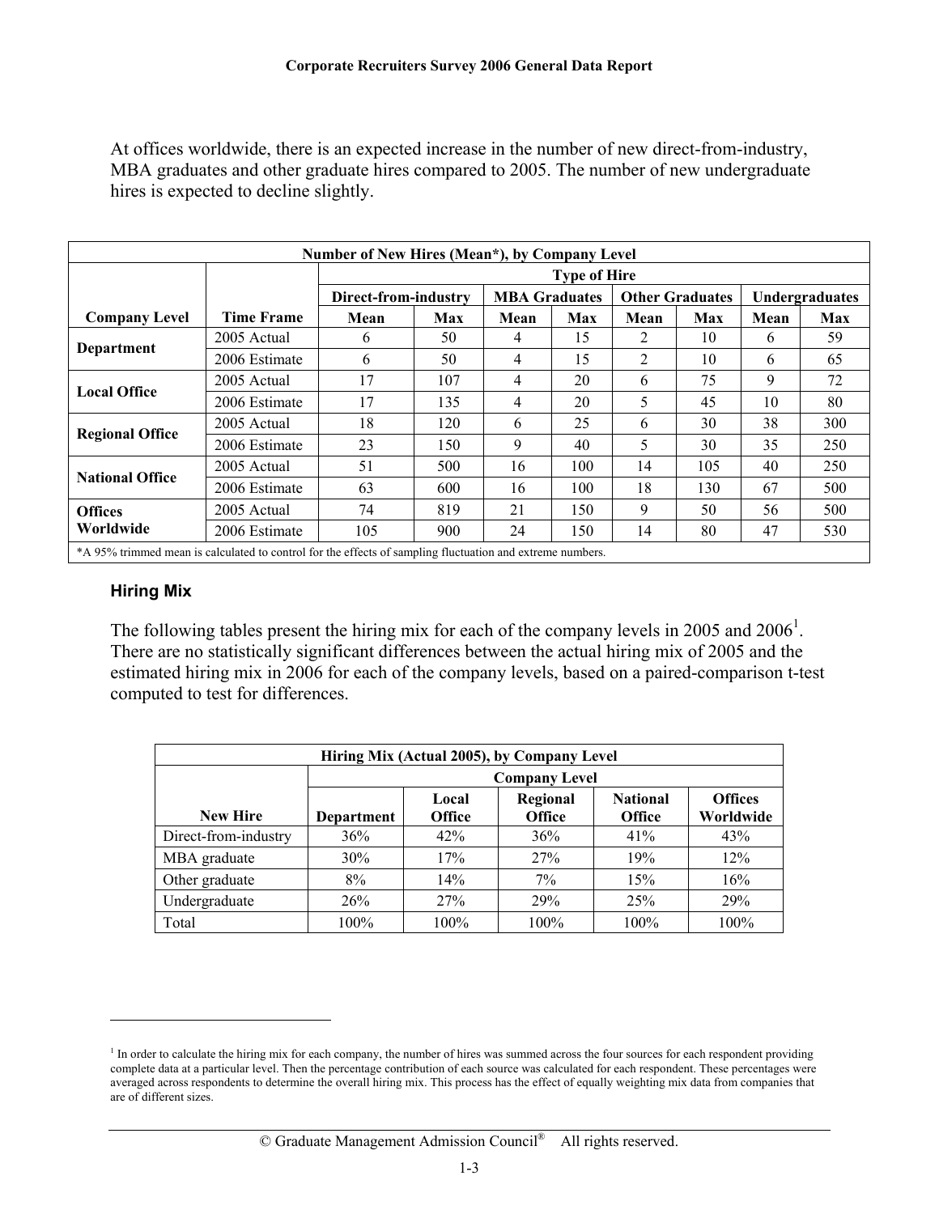At offices worldwide, there is an expected increase in the number of new direct-from-industry, MBA graduates and other graduate hires compared to 2005. The number of new undergraduate hires is expected to decline slightly.

| Number of New Hires (Mean*), by Company Level | | | | | | | | | |
|---|---|---|---|---|---|---|---|---|---|
| | | Type of Hire | | | | | | | |
| | | Direct-from-industry | | MBA Graduates | | Other Graduates | | Undergraduates | |
| **Company Level** | **Time Frame** | **Mean** | **Max** | **Mean** | **Max** | **Mean** | **Max** | **Mean** | **Max** |
| **Department** | 2005 Actual | 6 | 50 | 4 | 15 | 2 | 10 | 6 | 59 |
| | 2006 Estimate | 6 | 50 | 4 | 15 | 2 | 10 | 6 | 65 |
| **Local Office** | 2005 Actual | 17 | 107 | 4 | 20 | 6 | 75 | 9 | 72 |
| | 2006 Estimate | 17 | 135 | 4 | 20 | 5 | 45 | 10 | 80 |
| **Regional Office** | 2005 Actual | 18 | 120 | 6 | 25 | 6 | 30 | 38 | 300 |
| | 2006 Estimate | 23 | 150 | 9 | 40 | 5 | 30 | 35 | 250 |
| **National Office** | 2005 Actual | 51 | 500 | 16 | 100 | 14 | 105 | 40 | 250 |
| | 2006 Estimate | 63 | 600 | 16 | 100 | 18 | 130 | 67 | 500 |
| **Offices Worldwide** | 2005 Actual | 74 | 819 | 21 | 150 | 9 | 50 | 56 | 500 |
| | 2006 Estimate | 105 | 900 | 24 | 150 | 14 | 80 | 47 | 530 |

*A 95% trimmed mean is calculated to control for the effects of sampling fluctuation and extreme numbers.

### Hiring Mix

The following tables present the hiring mix for each of the company levels in 2005 and 2006[1]. There are no statistically significant differences between the actual hiring mix of 2005 and the estimated hiring mix in 2006 for each of the company levels, based on a paired-comparison t-test computed to test for differences.

| Hiring Mix (Actual 2005), by Company Level | | | | | |
|---|---|---|---|---|---|
| | Company Level | | | | |
| **New Hire** | **Department** | **Local Office** | **Regional Office** | **National Office** | **Offices Worldwide** |
| Direct-from-industry | 36% | 42% | 36% | 41% | 43% |
| MBA graduate | 30% | 17% | 27% | 19% | 12% |
| Other graduate | 8% | 14% | 7% | 15% | 16% |
| Undergraduate | 26% | 27% | 29% | 25% | 29% |
| Total | 100% | 100% | 100% | 100% | 100% |

[1] In order to calculate the hiring mix for each company, the number of hires was summed across the four sources for each respondent providing complete data at a particular level. Then the percentage contribution of each source was calculated for each respondent. These percentages were averaged across respondents to determine the overall hiring mix. This process has the effect of equally weighting mix data from companies that are of different sizes.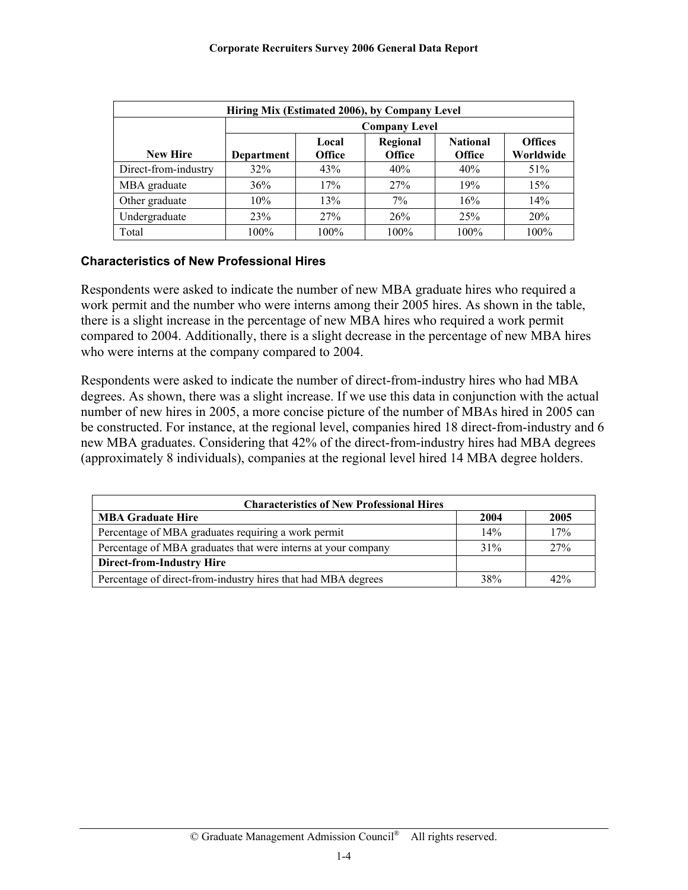| Hiring Mix (Estimated 2006), by Company Level | | | | | |
|---|---|---|---|---|---|
| | Company Level | | | | |
| **New Hire** | **Department** | **Local Office** | **Regional Office** | **National Office** | **Offices Worldwide** |
| Direct-from-industry | 32% | 43% | 40% | 40% | 51% |
| MBA graduate | 36% | 17% | 27% | 19% | 15% |
| Other graduate | 10% | 13% | 7% | 16% | 14% |
| Undergraduate | 23% | 27% | 26% | 25% | 20% |
| Total | 100% | 100% | 100% | 100% | 100% |

### Characteristics of New Professional Hires

Respondents were asked to indicate the number of new MBA graduate hires who required a work permit and the number who were interns among their 2005 hires. As shown in the table, there is a slight increase in the percentage of new MBA hires who required a work permit compared to 2004. Additionally, there is a slight decrease in the percentage of new MBA hires who were interns at the company compared to 2004.

Respondents were asked to indicate the number of direct-from-industry hires who had MBA degrees. As shown, there was a slight increase. If we use this data in conjunction with the actual number of new hires in 2005, a more concise picture of the number of MBAs hired in 2005 can be constructed. For instance, at the regional level, companies hired 18 direct-from-industry and 6 new MBA graduates. Considering that 42% of the direct-from-industry hires had MBA degrees (approximately 8 individuals), companies at the regional level hired 14 MBA degree holders.

| Characteristics of New Professional Hires | | |
|---|---|---|
| **MBA Graduate Hire** | **2004** | **2005** |
| Percentage of MBA graduates requiring a work permit | 14% | 17% |
| Percentage of MBA graduates that were interns at your company | 31% | 27% |
| **Direct-from-Industry Hire** | | |
| Percentage of direct-from-industry hires that had MBA degrees | 38% | 42% |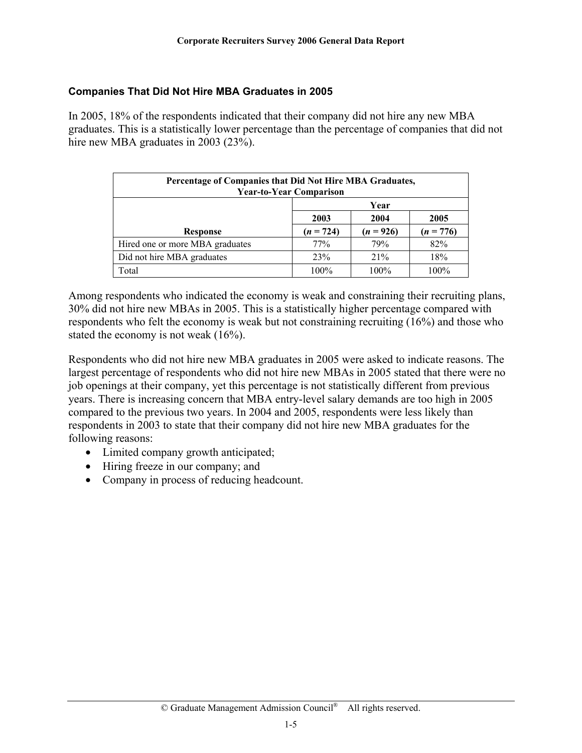### Companies That Did Not Hire MBA Graduates in 2005

In 2005, 18% of the respondents indicated that their company did not hire any new MBA graduates. This is a statistically lower percentage than the percentage of companies that did not hire new MBA graduates in 2003 (23%).

| Percentage of Companies that Did Not Hire MBA Graduates, Year-to-Year Comparison | | | |
|---|---|---|---|
| | Year | | |
| | 2003 | 2004 | 2005 |
| **Response** | **(*n* = 724)** | **(*n* = 926)** | **(*n* = 776)** |
| Hired one or more MBA graduates | 77% | 79% | 82% |
| Did not hire MBA graduates | 23% | 21% | 18% |
| Total | 100% | 100% | 100% |

Among respondents who indicated the economy is weak and constraining their recruiting plans, 30% did not hire new MBAs in 2005. This is a statistically higher percentage compared with respondents who felt the economy is weak but not constraining recruiting (16%) and those who stated the economy is not weak (16%).

Respondents who did not hire new MBA graduates in 2005 were asked to indicate reasons. The largest percentage of respondents who did not hire new MBAs in 2005 stated that there were no job openings at their company, yet this percentage is not statistically different from previous years. There is increasing concern that MBA entry-level salary demands are too high in 2005 compared to the previous two years. In 2004 and 2005, respondents were less likely than respondents in 2003 to state that their company did not hire new MBA graduates for the following reasons:

- Limited company growth anticipated;
- Hiring freeze in our company; and
- Company in process of reducing headcount.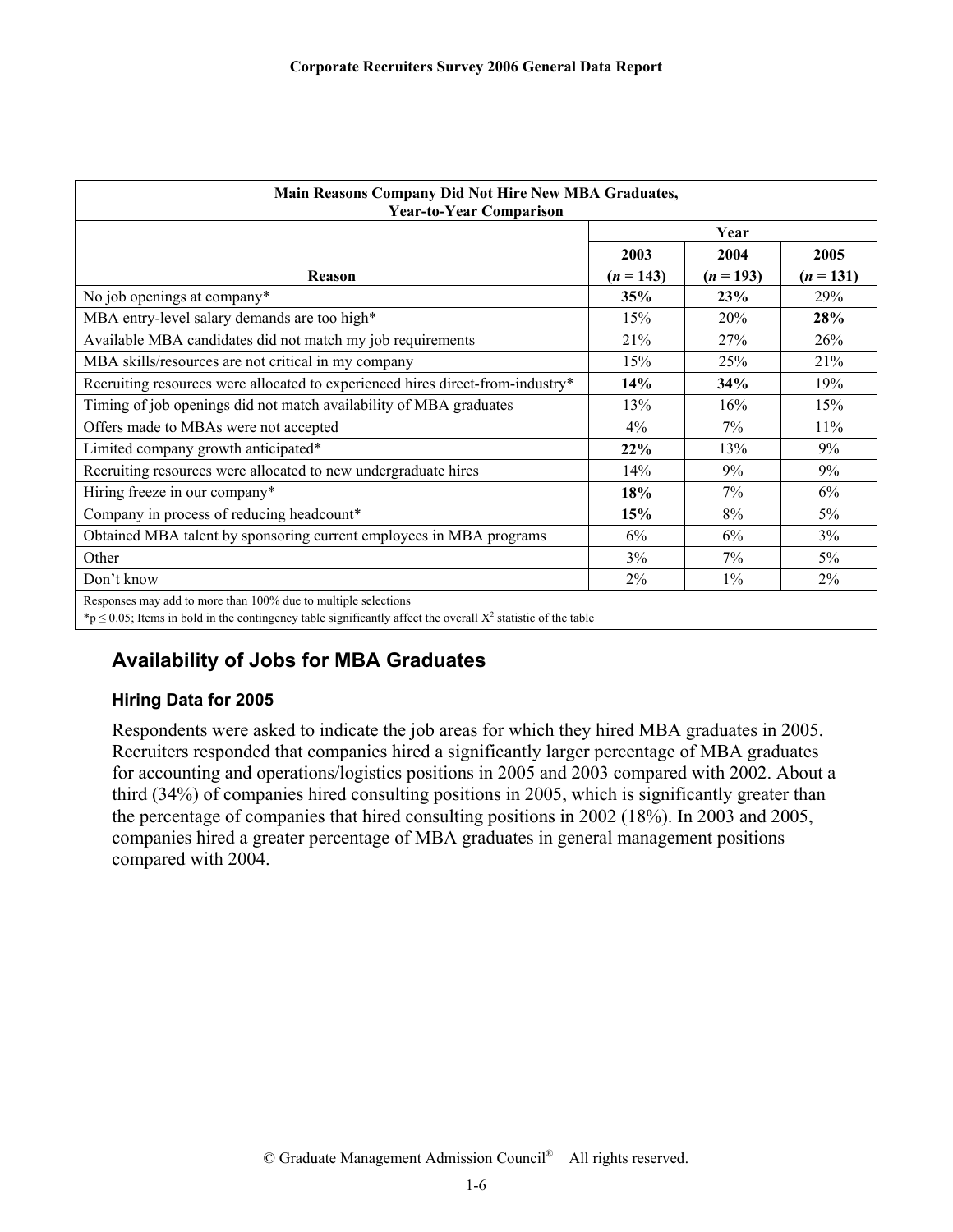| Main Reasons Company Did Not Hire New MBA Graduates, Year-to-Year Comparison | | | |
|---|---|---|---|
| | Year | | |
| | 2003 | 2004 | 2005 |
| Reason | ($n$ = 143) | ($n$ = 193) | ($n$ = 131) |
| No job openings at company* | **35%** | **23%** | 29% |
| MBA entry-level salary demands are too high* | 15% | 20% | **28%** |
| Available MBA candidates did not match my job requirements | 21% | 27% | 26% |
| MBA skills/resources are not critical in my company | 15% | 25% | 21% |
| Recruiting resources were allocated to experienced hires direct-from-industry* | **14%** | **34%** | 19% |
| Timing of job openings did not match availability of MBA graduates | 13% | 16% | 15% |
| Offers made to MBAs were not accepted | 4% | 7% | 11% |
| Limited company growth anticipated* | **22%** | 13% | 9% |
| Recruiting resources were allocated to new undergraduate hires | 14% | 9% | 9% |
| Hiring freeze in our company* | **18%** | 7% | 6% |
| Company in process of reducing headcount* | **15%** | 8% | 5% |
| Obtained MBA talent by sponsoring current employees in MBA programs | 6% | 6% | 3% |
| Other | 3% | 7% | 5% |
| Don't know | 2% | 1% | 2% |

Responses may add to more than 100% due to multiple selections

*$p \leq 0.05$; Items in bold in the contingency table significantly affect the overall $X^2$ statistic of the table

## Availability of Jobs for MBA Graduates

### Hiring Data for 2005

Respondents were asked to indicate the job areas for which they hired MBA graduates in 2005. Recruiters responded that companies hired a significantly larger percentage of MBA graduates for accounting and operations/logistics positions in 2005 and 2003 compared with 2002. About a third (34%) of companies hired consulting positions in 2005, which is significantly greater than the percentage of companies that hired consulting positions in 2002 (18%). In 2003 and 2005, companies hired a greater percentage of MBA graduates in general management positions compared with 2004.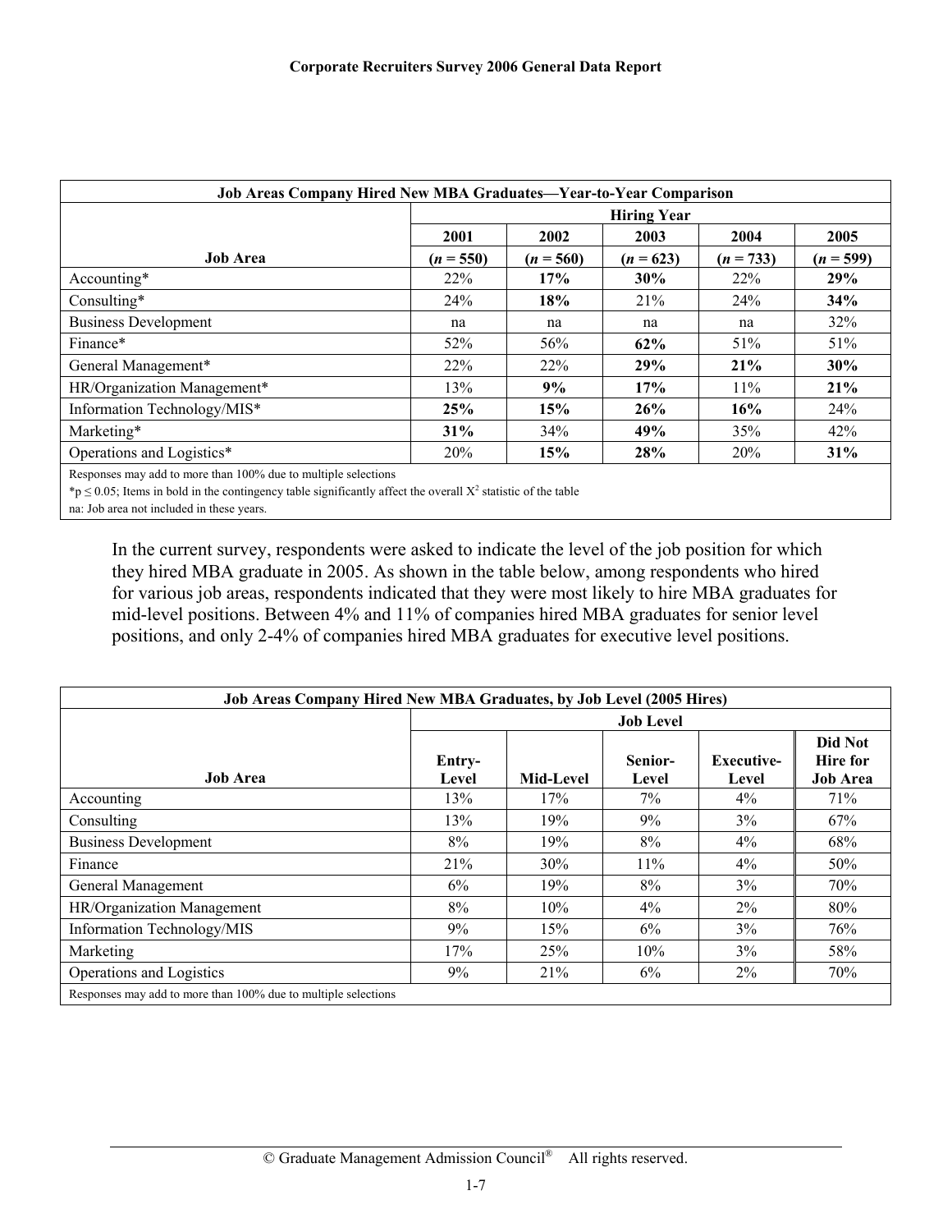| Job Areas Company Hired New MBA Graduates—Year-to-Year Comparison | | | | | |
|---|---|---|---|---|---|
| | Hiring Year | | | | |
| | 2001 | 2002 | 2003 | 2004 | 2005 |
| Job Area | (*n* = 550) | (*n* = 560) | (*n* = 623) | (*n* = 733) | (*n* = 599) |
| Accounting* | 22% | **17%** | **30%** | 22% | **29%** |
| Consulting* | 24% | **18%** | 21% | 24% | **34%** |
| Business Development | na | na | na | na | 32% |
| Finance* | 52% | 56% | **62%** | 51% | 51% |
| General Management* | 22% | 22% | **29%** | **21%** | **30%** |
| HR/Organization Management* | 13% | **9%** | **17%** | 11% | **21%** |
| Information Technology/MIS* | **25%** | **15%** | **26%** | **16%** | 24% |
| Marketing* | **31%** | 34% | **49%** | 35% | 42% |
| Operations and Logistics* | 20% | **15%** | **28%** | 20% | **31%** |

Responses may add to more than 100% due to multiple selections

*$p \leq 0.05$; Items in bold in the contingency table significantly affect the overall $X^2$ statistic of the table

na: Job area not included in these years.

In the current survey, respondents were asked to indicate the level of the job position for which they hired MBA graduate in 2005. As shown in the table below, among respondents who hired for various job areas, respondents indicated that they were most likely to hire MBA graduates for mid-level positions. Between 4% and 11% of companies hired MBA graduates for senior level positions, and only 2-4% of companies hired MBA graduates for executive level positions.

| Job Areas Company Hired New MBA Graduates, by Job Level (2005 Hires) | | | | | |
|---|---|---|---|---|---|
| | Job Level | | | | |
| Job Area | Entry-Level | Mid-Level | Senior-Level | Executive-Level | Did Not Hire for Job Area |
| Accounting | 13% | 17% | 7% | 4% | 71% |
| Consulting | 13% | 19% | 9% | 3% | 67% |
| Business Development | 8% | 19% | 8% | 4% | 68% |
| Finance | 21% | 30% | 11% | 4% | 50% |
| General Management | 6% | 19% | 8% | 3% | 70% |
| HR/Organization Management | 8% | 10% | 4% | 2% | 80% |
| Information Technology/MIS | 9% | 15% | 6% | 3% | 76% |
| Marketing | 17% | 25% | 10% | 3% | 58% |
| Operations and Logistics | 9% | 21% | 6% | 2% | 70% |

Responses may add to more than 100% due to multiple selections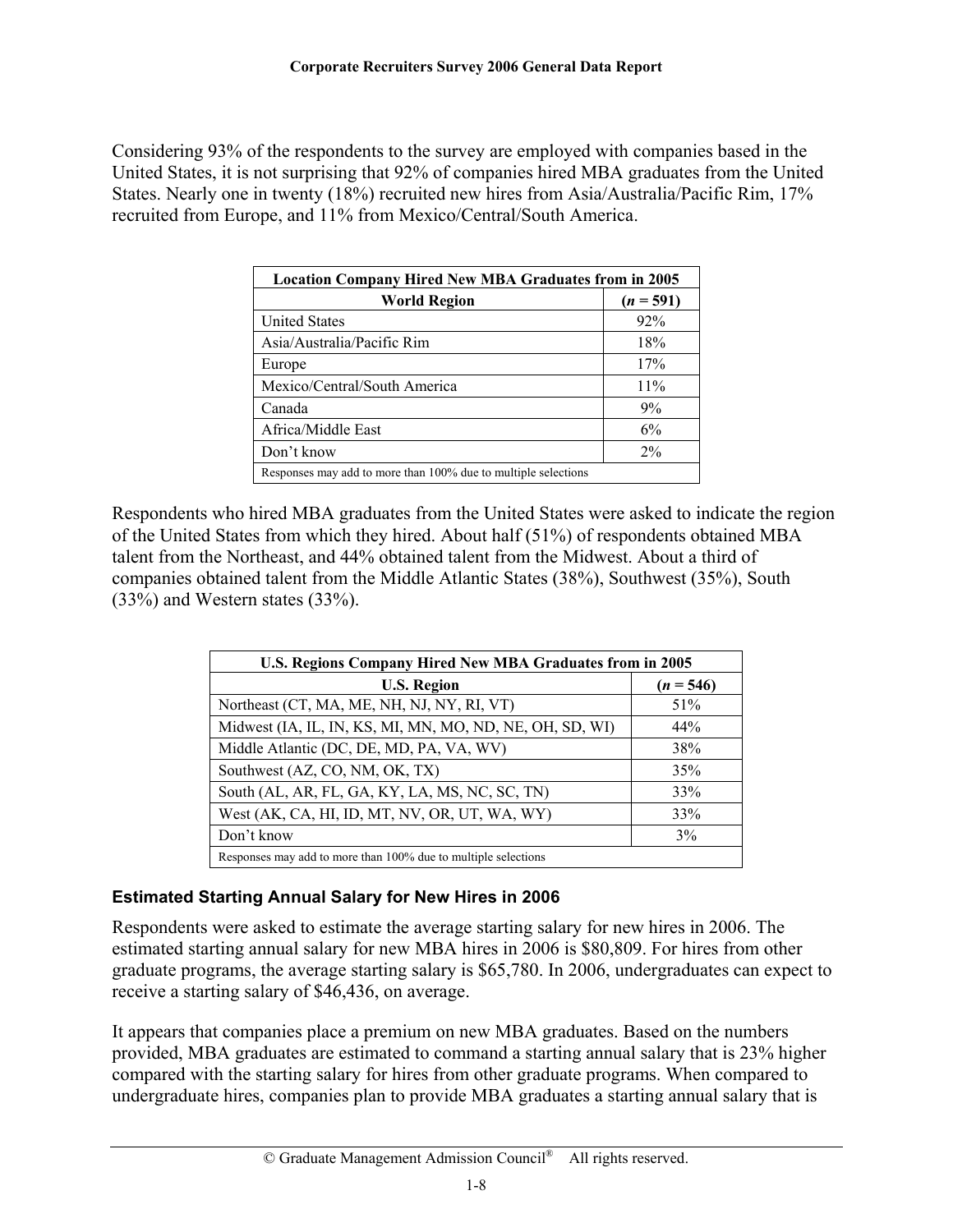Considering 93% of the respondents to the survey are employed with companies based in the United States, it is not surprising that 92% of companies hired MBA graduates from the United States. Nearly one in twenty (18%) recruited new hires from Asia/Australia/Pacific Rim, 17% recruited from Europe, and 11% from Mexico/Central/South America.

| Location Company Hired New MBA Graduates from in 2005 | |
|---|---|
| **World Region** | **(*n* = 591)** |
| United States | 92% |
| Asia/Australia/Pacific Rim | 18% |
| Europe | 17% |
| Mexico/Central/South America | 11% |
| Canada | 9% |
| Africa/Middle East | 6% |
| Don't know | 2% |
| Responses may add to more than 100% due to multiple selections | |

Respondents who hired MBA graduates from the United States were asked to indicate the region of the United States from which they hired. About half (51%) of respondents obtained MBA talent from the Northeast, and 44% obtained talent from the Midwest. About a third of companies obtained talent from the Middle Atlantic States (38%), Southwest (35%), South (33%) and Western states (33%).

| U.S. Regions Company Hired New MBA Graduates from in 2005 | |
|---|---|
| **U.S. Region** | **(*n* = 546)** |
| Northeast (CT, MA, ME, NH, NJ, NY, RI, VT) | 51% |
| Midwest (IA, IL, IN, KS, MI, MN, MO, ND, NE, OH, SD, WI) | 44% |
| Middle Atlantic (DC, DE, MD, PA, VA, WV) | 38% |
| Southwest (AZ, CO, NM, OK, TX) | 35% |
| South (AL, AR, FL, GA, KY, LA, MS, NC, SC, TN) | 33% |
| West (AK, CA, HI, ID, MT, NV, OR, UT, WA, WY) | 33% |
| Don't know | 3% |
| Responses may add to more than 100% due to multiple selections | |

### Estimated Starting Annual Salary for New Hires in 2006

Respondents were asked to estimate the average starting salary for new hires in 2006. The estimated starting annual salary for new MBA hires in 2006 is $80,809. For hires from other graduate programs, the average starting salary is $65,780. In 2006, undergraduates can expect to receive a starting salary of $46,436, on average.

It appears that companies place a premium on new MBA graduates. Based on the numbers provided, MBA graduates are estimated to command a starting annual salary that is 23% higher compared with the starting salary for hires from other graduate programs. When compared to undergraduate hires, companies plan to provide MBA graduates a starting annual salary that is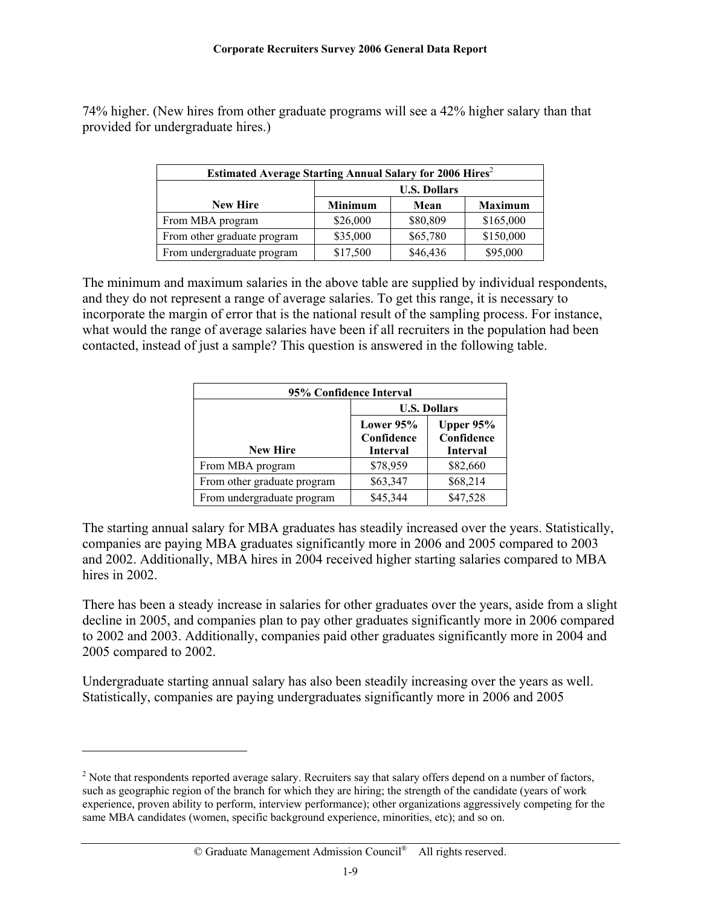74% higher. (New hires from other graduate programs will see a 42% higher salary than that provided for undergraduate hires.)

| Estimated Average Starting Annual Salary for 2006 Hires[2] | | | |
|---|---|---|---|
| | U.S. Dollars | | |
| **New Hire** | **Minimum** | **Mean** | **Maximum** |
| From MBA program | $26,000 | $80,809 | $165,000 |
| From other graduate program | $35,000 | $65,780 | $150,000 |
| From undergraduate program | $17,500 | $46,436 | $95,000 |

The minimum and maximum salaries in the above table are supplied by individual respondents, and they do not represent a range of average salaries. To get this range, it is necessary to incorporate the margin of error that is the national result of the sampling process. For instance, what would the range of average salaries have been if all recruiters in the population had been contacted, instead of just a sample? This question is answered in the following table.

| 95% Confidence Interval | | |
|---|---|---|
| | U.S. Dollars | |
| **New Hire** | **Lower 95% Confidence Interval** | **Upper 95% Confidence Interval** |
| From MBA program | $78,959 | $82,660 |
| From other graduate program | $63,347 | $68,214 |
| From undergraduate program | $45,344 | $47,528 |

The starting annual salary for MBA graduates has steadily increased over the years. Statistically, companies are paying MBA graduates significantly more in 2006 and 2005 compared to 2003 and 2002. Additionally, MBA hires in 2004 received higher starting salaries compared to MBA hires in 2002.

There has been a steady increase in salaries for other graduates over the years, aside from a slight decline in 2005, and companies plan to pay other graduates significantly more in 2006 compared to 2002 and 2003. Additionally, companies paid other graduates significantly more in 2004 and 2005 compared to 2002.

Undergraduate starting annual salary has also been steadily increasing over the years as well. Statistically, companies are paying undergraduates significantly more in 2006 and 2005

[2] Note that respondents reported average salary. Recruiters say that salary offers depend on a number of factors, such as geographic region of the branch for which they are hiring; the strength of the candidate (years of work experience, proven ability to perform, interview performance); other organizations aggressively competing for the same MBA candidates (women, specific background experience, minorities, etc); and so on.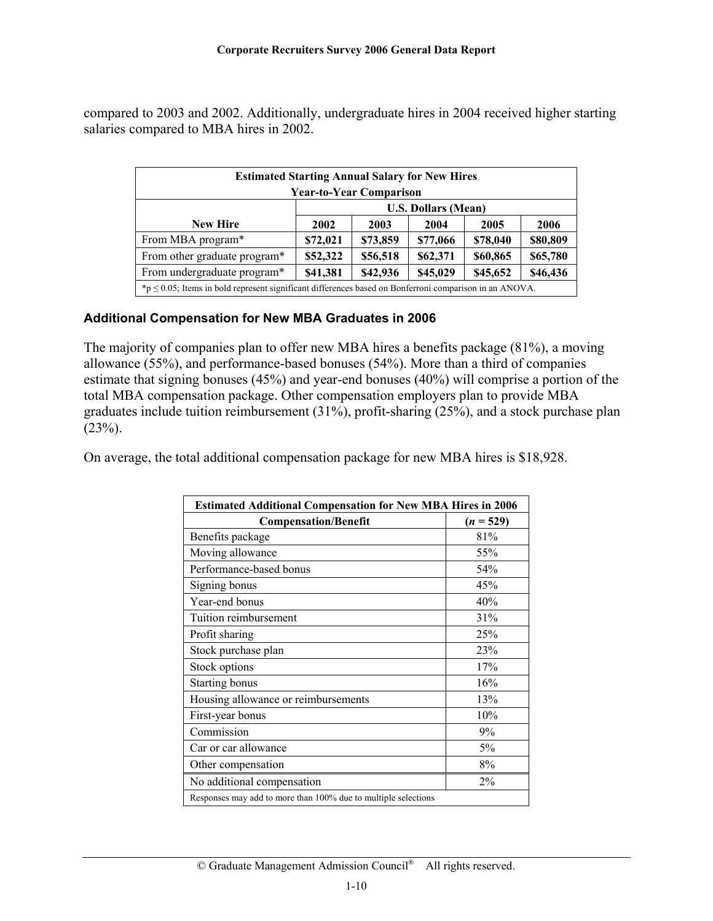compared to 2003 and 2002. Additionally, undergraduate hires in 2004 received higher starting salaries compared to MBA hires in 2002.

| Estimated Starting Annual Salary for New Hires Year-to-Year Comparison | | | | | |
|---|---|---|---|---|---|
| | U.S. Dollars (Mean) | | | | |
| New Hire | 2002 | 2003 | 2004 | 2005 | 2006 |
| From MBA program* | **$72,021** | **$73,859** | **$77,066** | **$78,040** | **$80,809** |
| From other graduate program* | **$52,322** | **$56,518** | **$62,371** | **$60,865** | **$65,780** |
| From undergraduate program* | **$41,381** | **$42,936** | **$45,029** | **$45,652** | **$46,436** |

*$p \leq 0.05$; Items in bold represent significant differences based on Bonferroni comparison in an ANOVA.

### Additional Compensation for New MBA Graduates in 2006

The majority of companies plan to offer new MBA hires a benefits package (81%), a moving allowance (55%), and performance-based bonuses (54%). More than a third of companies estimate that signing bonuses (45%) and year-end bonuses (40%) will comprise a portion of the total MBA compensation package. Other compensation employers plan to provide MBA graduates include tuition reimbursement (31%), profit-sharing (25%), and a stock purchase plan (23%).

On average, the total additional compensation package for new MBA hires is $18,928.

| Estimated Additional Compensation for New MBA Hires in 2006 | |
|---|---|
| Compensation/Benefit | (*n* = 529) |
| Benefits package | 81% |
| Moving allowance | 55% |
| Performance-based bonus | 54% |
| Signing bonus | 45% |
| Year-end bonus | 40% |
| Tuition reimbursement | 31% |
| Profit sharing | 25% |
| Stock purchase plan | 23% |
| Stock options | 17% |
| Starting bonus | 16% |
| Housing allowance or reimbursements | 13% |
| First-year bonus | 10% |
| Commission | 9% |
| Car or car allowance | 5% |
| Other compensation | 8% |
| No additional compensation | 2% |

Responses may add to more than 100% due to multiple selections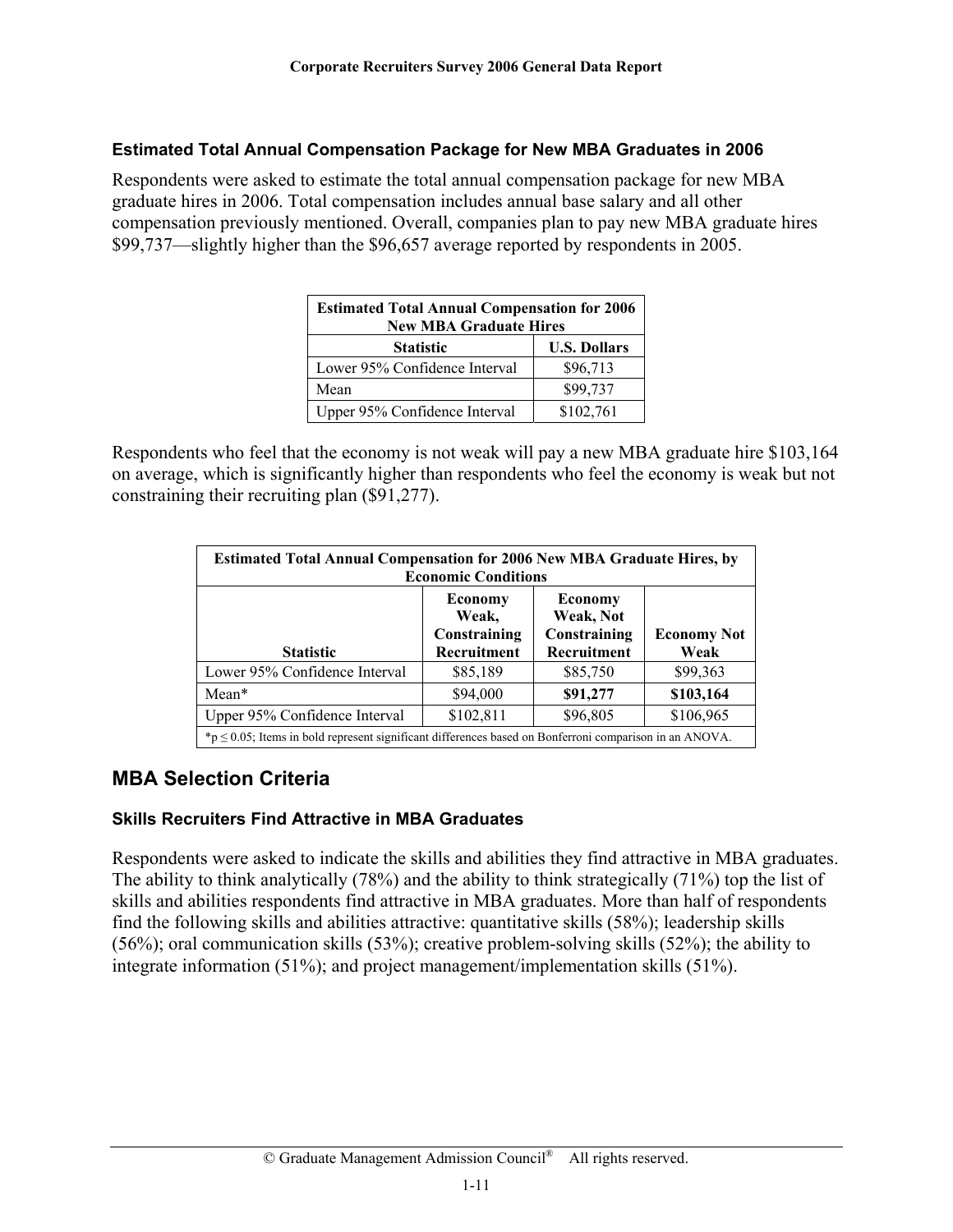### Estimated Total Annual Compensation Package for New MBA Graduates in 2006

Respondents were asked to estimate the total annual compensation package for new MBA graduate hires in 2006. Total compensation includes annual base salary and all other compensation previously mentioned. Overall, companies plan to pay new MBA graduate hires \$99,737—slightly higher than the \$96,657 average reported by respondents in 2005.

| Estimated Total Annual Compensation for 2006 New MBA Graduate Hires | |
|---|---|
| **Statistic** | **U.S. Dollars** |
| Lower 95% Confidence Interval | \$96,713 |
| Mean | \$99,737 |
| Upper 95% Confidence Interval | \$102,761 |

Respondents who feel that the economy is not weak will pay a new MBA graduate hire \$103,164 on average, which is significantly higher than respondents who feel the economy is weak but not constraining their recruiting plan (\$91,277).

| Estimated Total Annual Compensation for 2006 New MBA Graduate Hires, by Economic Conditions | | | |
|---|---|---|---|
| **Statistic** | **Economy Weak, Constraining Recruitment** | **Economy Weak, Not Constraining Recruitment** | **Economy Not Weak** |
| Lower 95% Confidence Interval | \$85,189 | \$85,750 | \$99,363 |
| Mean* | \$94,000 | **\$91,277** | **\$103,164** |
| Upper 95% Confidence Interval | \$102,811 | \$96,805 | \$106,965 |

*$p \leq 0.05$; Items in bold represent significant differences based on Bonferroni comparison in an ANOVA.

## MBA Selection Criteria

### Skills Recruiters Find Attractive in MBA Graduates

Respondents were asked to indicate the skills and abilities they find attractive in MBA graduates. The ability to think analytically (78%) and the ability to think strategically (71%) top the list of skills and abilities respondents find attractive in MBA graduates. More than half of respondents find the following skills and abilities attractive: quantitative skills (58%); leadership skills (56%); oral communication skills (53%); creative problem-solving skills (52%); the ability to integrate information (51%); and project management/implementation skills (51%).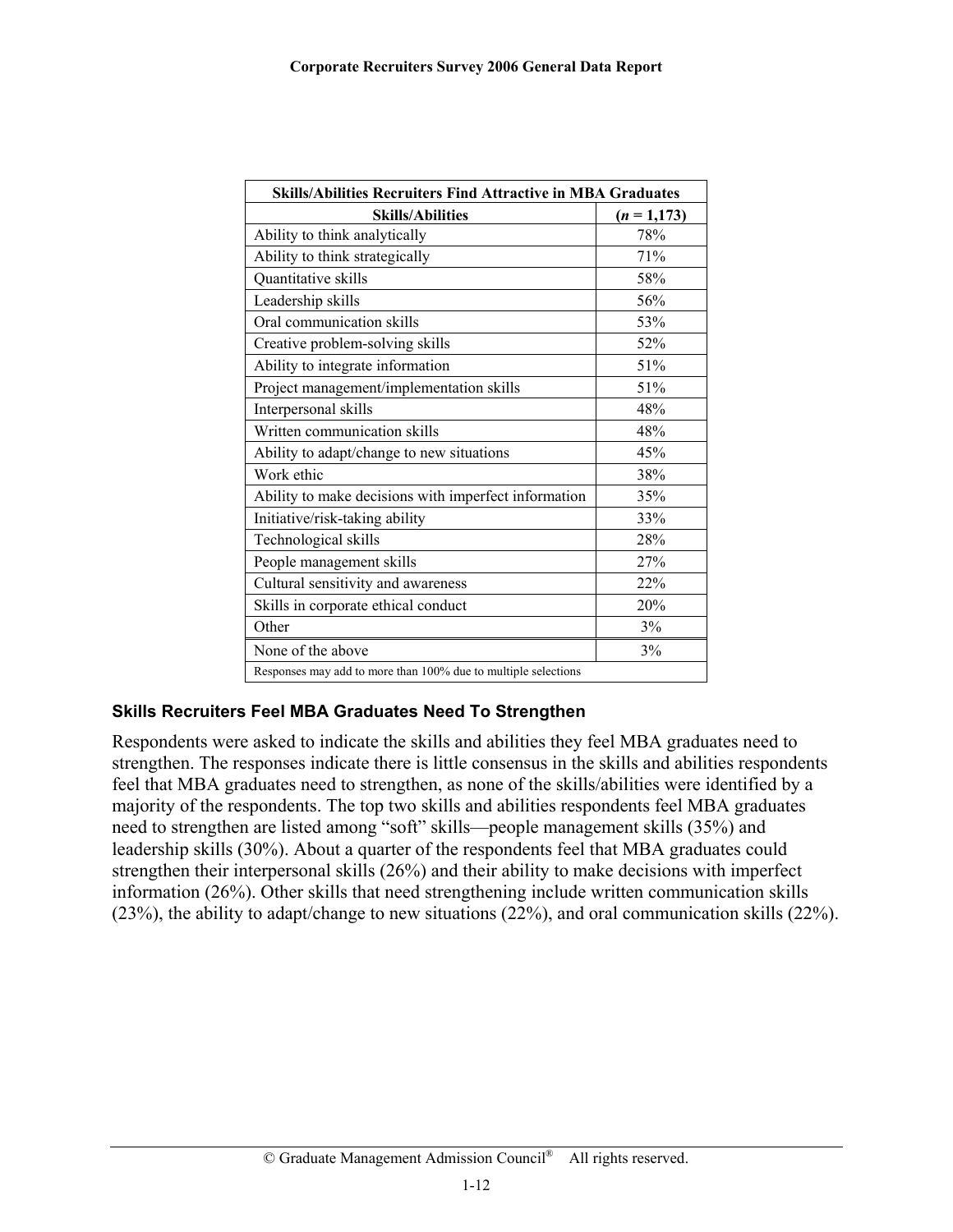| Skills/Abilities Recruiters Find Attractive in MBA Graduates | |
|---|---|
| **Skills/Abilities** | **(*n* = 1,173)** |
| Ability to think analytically | 78% |
| Ability to think strategically | 71% |
| Quantitative skills | 58% |
| Leadership skills | 56% |
| Oral communication skills | 53% |
| Creative problem-solving skills | 52% |
| Ability to integrate information | 51% |
| Project management/implementation skills | 51% |
| Interpersonal skills | 48% |
| Written communication skills | 48% |
| Ability to adapt/change to new situations | 45% |
| Work ethic | 38% |
| Ability to make decisions with imperfect information | 35% |
| Initiative/risk-taking ability | 33% |
| Technological skills | 28% |
| People management skills | 27% |
| Cultural sensitivity and awareness | 22% |
| Skills in corporate ethical conduct | 20% |
| Other | 3% |
| None of the above | 3% |
| Responses may add to more than 100% due to multiple selections | |

### Skills Recruiters Feel MBA Graduates Need To Strengthen

Respondents were asked to indicate the skills and abilities they feel MBA graduates need to strengthen. The responses indicate there is little consensus in the skills and abilities respondents feel that MBA graduates need to strengthen, as none of the skills/abilities were identified by a majority of the respondents. The top two skills and abilities respondents feel MBA graduates need to strengthen are listed among "soft" skills—people management skills (35%) and leadership skills (30%). About a quarter of the respondents feel that MBA graduates could strengthen their interpersonal skills (26%) and their ability to make decisions with imperfect information (26%). Other skills that need strengthening include written communication skills (23%), the ability to adapt/change to new situations (22%), and oral communication skills (22%).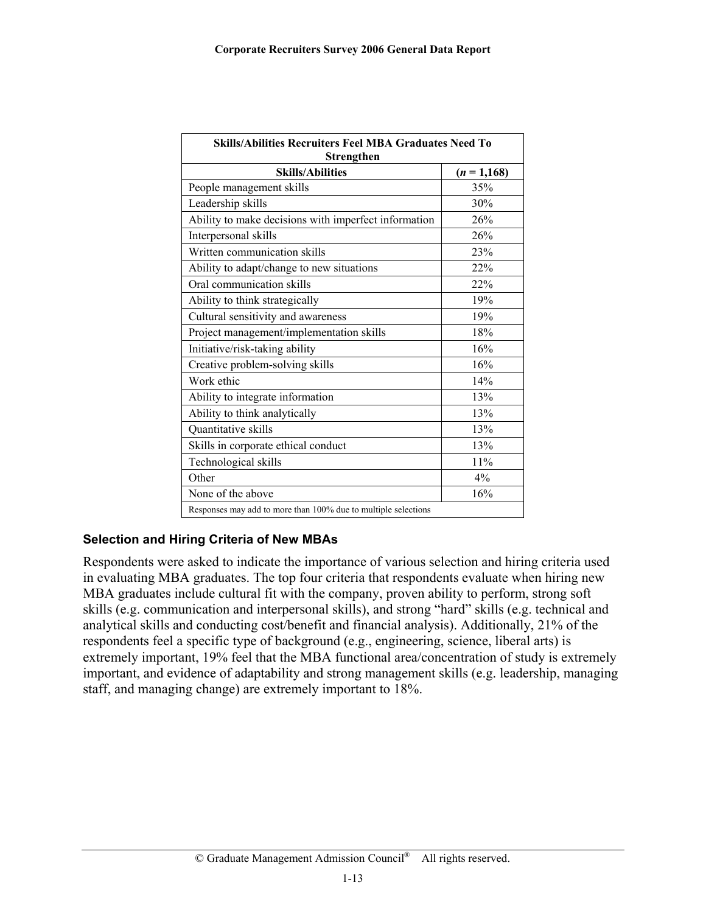| Skills/Abilities Recruiters Feel MBA Graduates Need To Strengthen | |
|---|---|
| **Skills/Abilities** | **(*n* = 1,168)** |
| People management skills | 35% |
| Leadership skills | 30% |
| Ability to make decisions with imperfect information | 26% |
| Interpersonal skills | 26% |
| Written communication skills | 23% |
| Ability to adapt/change to new situations | 22% |
| Oral communication skills | 22% |
| Ability to think strategically | 19% |
| Cultural sensitivity and awareness | 19% |
| Project management/implementation skills | 18% |
| Initiative/risk-taking ability | 16% |
| Creative problem-solving skills | 16% |
| Work ethic | 14% |
| Ability to integrate information | 13% |
| Ability to think analytically | 13% |
| Quantitative skills | 13% |
| Skills in corporate ethical conduct | 13% |
| Technological skills | 11% |
| Other | 4% |
| None of the above | 16% |
| Responses may add to more than 100% due to multiple selections | |

### Selection and Hiring Criteria of New MBAs

Respondents were asked to indicate the importance of various selection and hiring criteria used in evaluating MBA graduates. The top four criteria that respondents evaluate when hiring new MBA graduates include cultural fit with the company, proven ability to perform, strong soft skills (e.g. communication and interpersonal skills), and strong "hard" skills (e.g. technical and analytical skills and conducting cost/benefit and financial analysis). Additionally, 21% of the respondents feel a specific type of background (e.g., engineering, science, liberal arts) is extremely important, 19% feel that the MBA functional area/concentration of study is extremely important, and evidence of adaptability and strong management skills (e.g. leadership, managing staff, and managing change) are extremely important to 18%.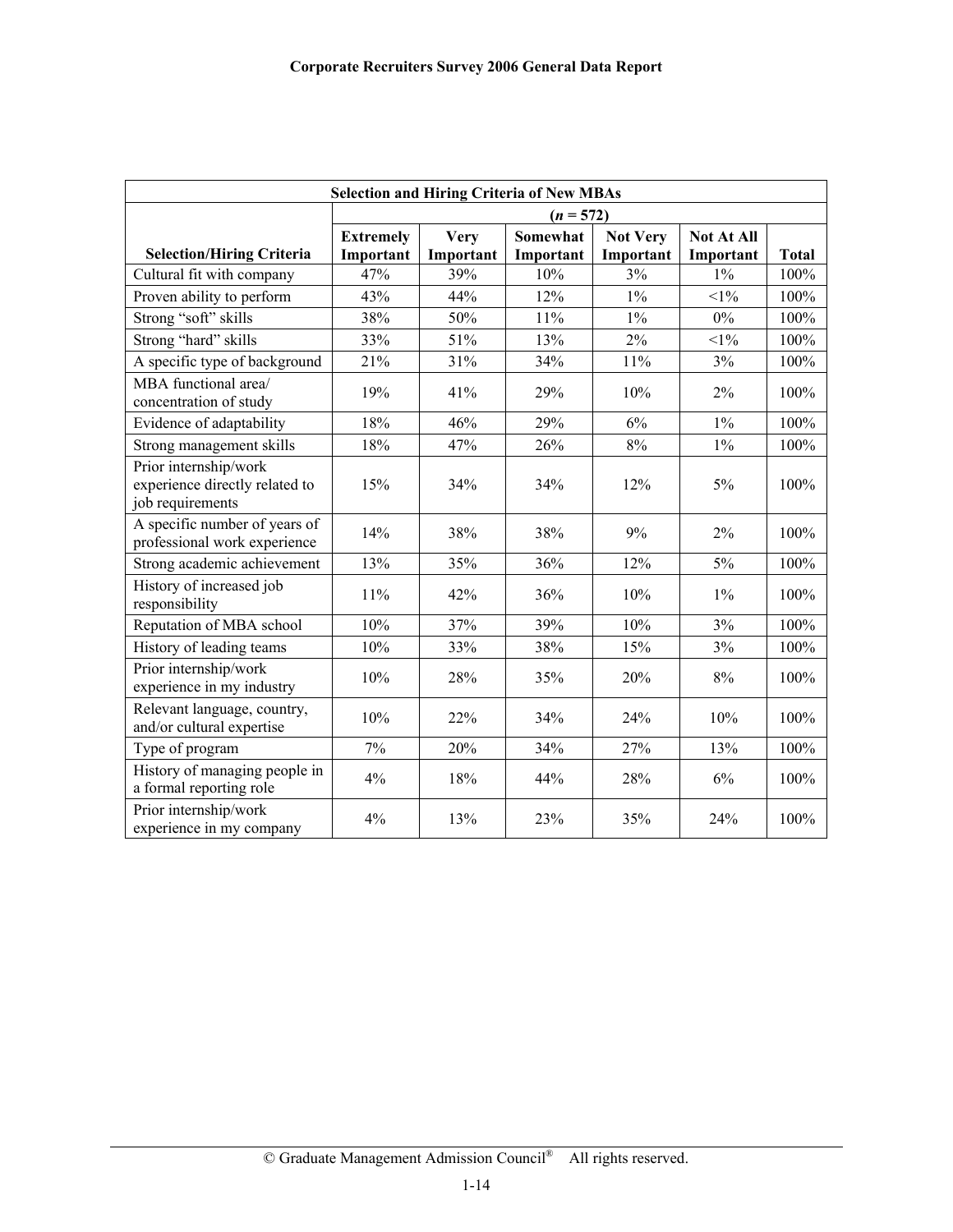| Selection and Hiring Criteria of New MBAs | | | | | | |
|---|---|---|---|---|---|---|
| | (*n* = 572) | | | | | |
| **Selection/Hiring Criteria** | **Extremely Important** | **Very Important** | **Somewhat Important** | **Not Very Important** | **Not At All Important** | **Total** |
| Cultural fit with company | 47% | 39% | 10% | 3% | 1% | 100% |
| Proven ability to perform | 43% | 44% | 12% | 1% | <1% | 100% |
| Strong "soft" skills | 38% | 50% | 11% | 1% | 0% | 100% |
| Strong "hard" skills | 33% | 51% | 13% | 2% | <1% | 100% |
| A specific type of background | 21% | 31% | 34% | 11% | 3% | 100% |
| MBA functional area/ concentration of study | 19% | 41% | 29% | 10% | 2% | 100% |
| Evidence of adaptability | 18% | 46% | 29% | 6% | 1% | 100% |
| Strong management skills | 18% | 47% | 26% | 8% | 1% | 100% |
| Prior internship/work experience directly related to job requirements | 15% | 34% | 34% | 12% | 5% | 100% |
| A specific number of years of professional work experience | 14% | 38% | 38% | 9% | 2% | 100% |
| Strong academic achievement | 13% | 35% | 36% | 12% | 5% | 100% |
| History of increased job responsibility | 11% | 42% | 36% | 10% | 1% | 100% |
| Reputation of MBA school | 10% | 37% | 39% | 10% | 3% | 100% |
| History of leading teams | 10% | 33% | 38% | 15% | 3% | 100% |
| Prior internship/work experience in my industry | 10% | 28% | 35% | 20% | 8% | 100% |
| Relevant language, country, and/or cultural expertise | 10% | 22% | 34% | 24% | 10% | 100% |
| Type of program | 7% | 20% | 34% | 27% | 13% | 100% |
| History of managing people in a formal reporting role | 4% | 18% | 44% | 28% | 6% | 100% |
| Prior internship/work experience in my company | 4% | 13% | 23% | 35% | 24% | 100% |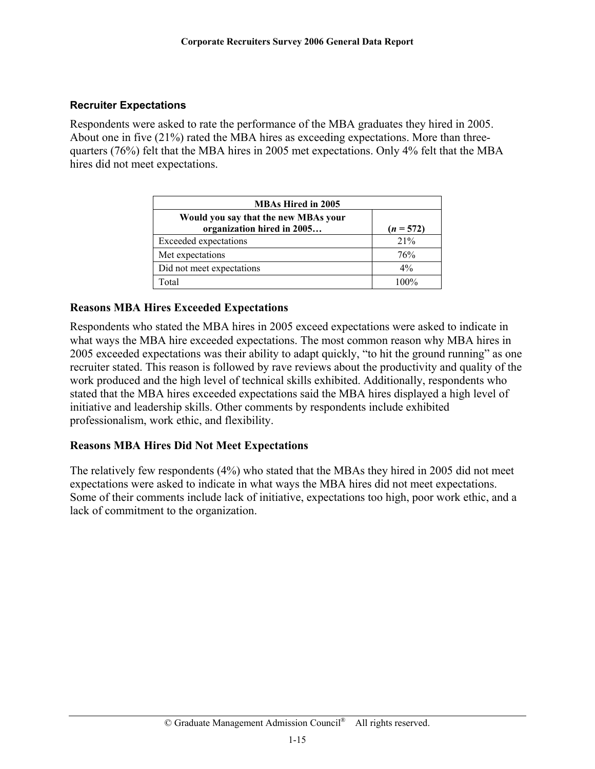### Recruiter Expectations

Respondents were asked to rate the performance of the MBA graduates they hired in 2005. About one in five (21%) rated the MBA hires as exceeding expectations. More than three-quarters (76%) felt that the MBA hires in 2005 met expectations. Only 4% felt that the MBA hires did not meet expectations.

| MBAs Hired in 2005 | |
|---|---|
| **Would you say that the new MBAs your organization hired in 2005…** | **(*n* = 572)** |
| Exceeded expectations | 21% |
| Met expectations | 76% |
| Did not meet expectations | 4% |
| Total | 100% |

### Reasons MBA Hires Exceeded Expectations

Respondents who stated the MBA hires in 2005 exceed expectations were asked to indicate in what ways the MBA hire exceeded expectations. The most common reason why MBA hires in 2005 exceeded expectations was their ability to adapt quickly, "to hit the ground running" as one recruiter stated. This reason is followed by rave reviews about the productivity and quality of the work produced and the high level of technical skills exhibited. Additionally, respondents who stated that the MBA hires exceeded expectations said the MBA hires displayed a high level of initiative and leadership skills. Other comments by respondents include exhibited professionalism, work ethic, and flexibility.

### Reasons MBA Hires Did Not Meet Expectations

The relatively few respondents (4%) who stated that the MBAs they hired in 2005 did not meet expectations were asked to indicate in what ways the MBA hires did not meet expectations. Some of their comments include lack of initiative, expectations too high, poor work ethic, and a lack of commitment to the organization.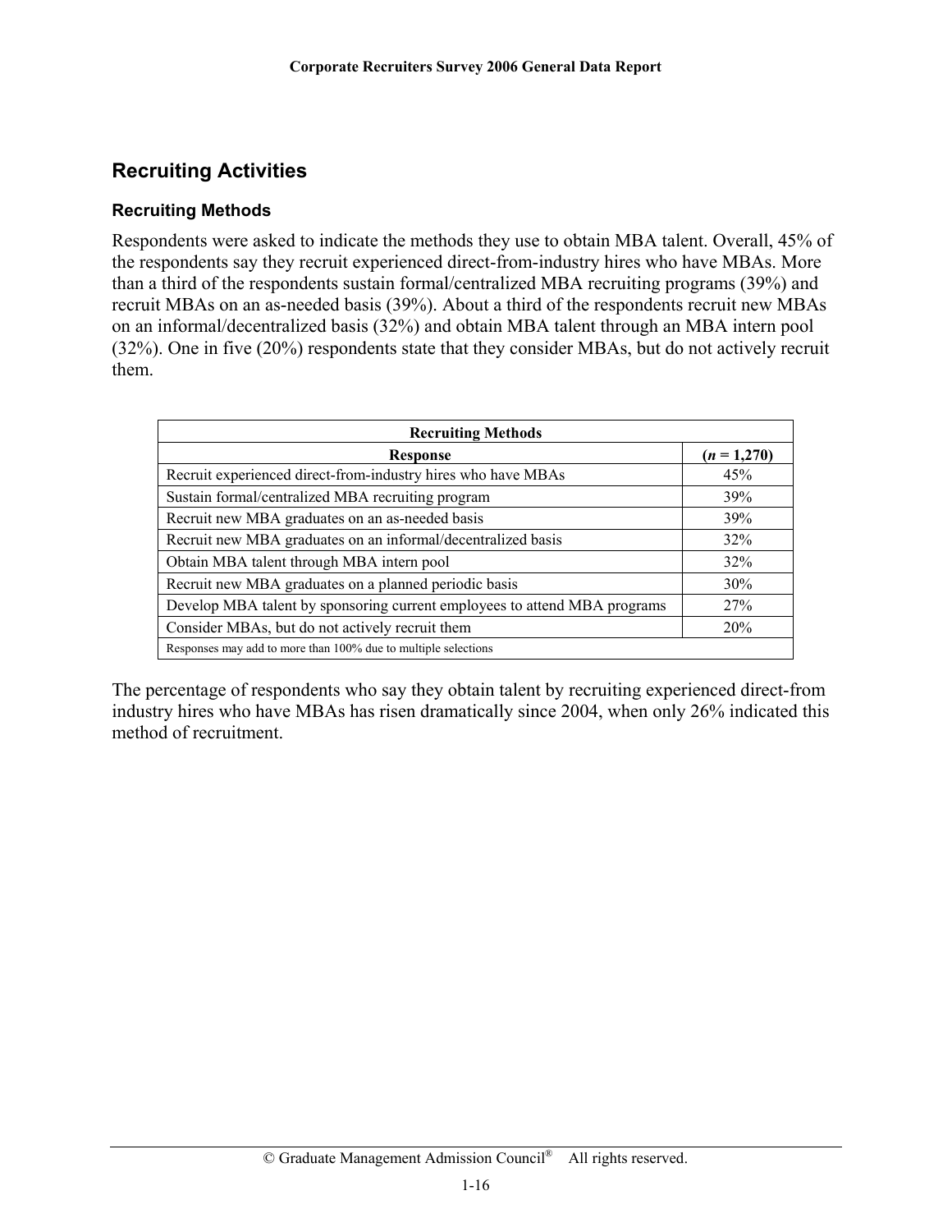## Recruiting Activities

### Recruiting Methods

Respondents were asked to indicate the methods they use to obtain MBA talent. Overall, 45% of the respondents say they recruit experienced direct-from-industry hires who have MBAs. More than a third of the respondents sustain formal/centralized MBA recruiting programs (39%) and recruit MBAs on an as-needed basis (39%). About a third of the respondents recruit new MBAs on an informal/decentralized basis (32%) and obtain MBA talent through an MBA intern pool (32%). One in five (20%) respondents state that they consider MBAs, but do not actively recruit them.

| Recruiting Methods | |
|---|---|
| **Response** | **(*n* = 1,270)** |
| Recruit experienced direct-from-industry hires who have MBAs | 45% |
| Sustain formal/centralized MBA recruiting program | 39% |
| Recruit new MBA graduates on an as-needed basis | 39% |
| Recruit new MBA graduates on an informal/decentralized basis | 32% |
| Obtain MBA talent through MBA intern pool | 32% |
| Recruit new MBA graduates on a planned periodic basis | 30% |
| Develop MBA talent by sponsoring current employees to attend MBA programs | 27% |
| Consider MBAs, but do not actively recruit them | 20% |
| Responses may add to more than 100% due to multiple selections | |

The percentage of respondents who say they obtain talent by recruiting experienced direct-from industry hires who have MBAs has risen dramatically since 2004, when only 26% indicated this method of recruitment.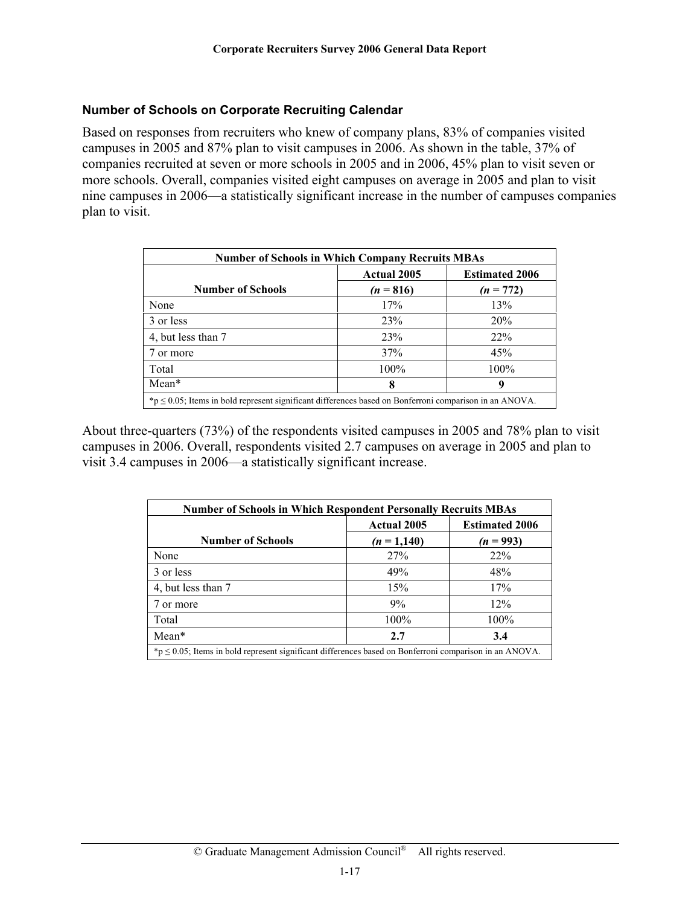### Number of Schools on Corporate Recruiting Calendar

Based on responses from recruiters who knew of company plans, 83% of companies visited campuses in 2005 and 87% plan to visit campuses in 2006. As shown in the table, 37% of companies recruited at seven or more schools in 2005 and in 2006, 45% plan to visit seven or more schools. Overall, companies visited eight campuses on average in 2005 and plan to visit nine campuses in 2006—a statistically significant increase in the number of campuses companies plan to visit.

| Number of Schools in Which Company Recruits MBAs | | |
|---|---|---|
| Number of Schools | Actual 2005 (*n* = 816) | Estimated 2006 (*n* = 772) |
| None | 17% | 13% |
| 3 or less | 23% | 20% |
| 4, but less than 7 | 23% | 22% |
| 7 or more | 37% | 45% |
| Total | 100% | 100% |
| Mean* | **8** | **9** |

*p ≤ 0.05; Items in bold represent significant differences based on Bonferroni comparison in an ANOVA.

About three-quarters (73%) of the respondents visited campuses in 2005 and 78% plan to visit campuses in 2006. Overall, respondents visited 2.7 campuses on average in 2005 and plan to visit 3.4 campuses in 2006—a statistically significant increase.

| Number of Schools in Which Respondent Personally Recruits MBAs | | |
|---|---|---|
| Number of Schools | Actual 2005 (*n* = 1,140) | Estimated 2006 (*n* = 993) |
| None | 27% | 22% |
| 3 or less | 49% | 48% |
| 4, but less than 7 | 15% | 17% |
| 7 or more | 9% | 12% |
| Total | 100% | 100% |
| Mean* | **2.7** | **3.4** |

*p ≤ 0.05; Items in bold represent significant differences based on Bonferroni comparison in an ANOVA.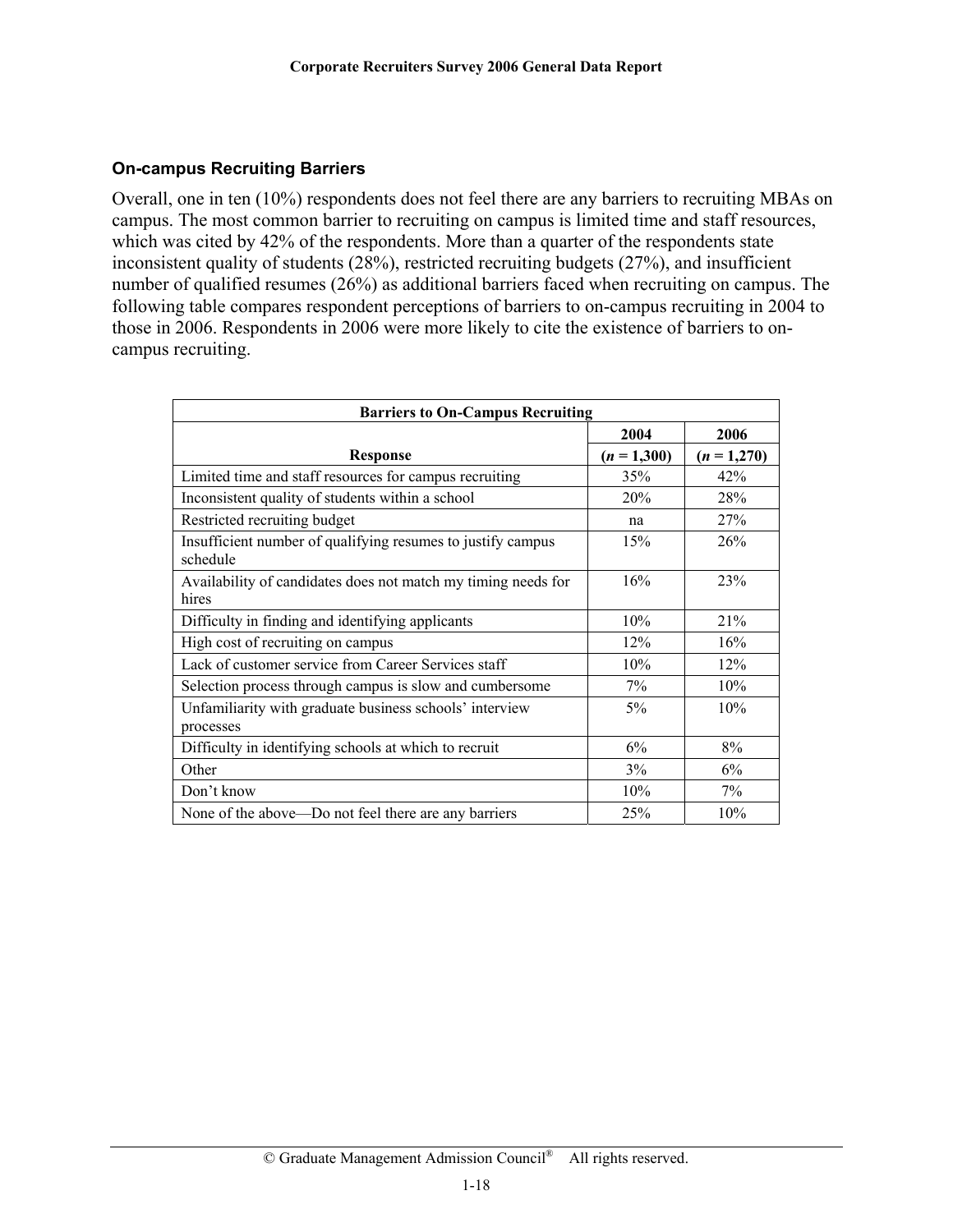## On-campus Recruiting Barriers

Overall, one in ten (10%) respondents does not feel there are any barriers to recruiting MBAs on campus. The most common barrier to recruiting on campus is limited time and staff resources, which was cited by 42% of the respondents. More than a quarter of the respondents state inconsistent quality of students (28%), restricted recruiting budgets (27%), and insufficient number of qualified resumes (26%) as additional barriers faced when recruiting on campus. The following table compares respondent perceptions of barriers to on-campus recruiting in 2004 to those in 2006. Respondents in 2006 were more likely to cite the existence of barriers to on-campus recruiting.

| Barriers to On-Campus Recruiting | | |
|---|---|---|
| **Response** | **2004 (*n* = 1,300)** | **2006 (*n* = 1,270)** |
| Limited time and staff resources for campus recruiting | 35% | 42% |
| Inconsistent quality of students within a school | 20% | 28% |
| Restricted recruiting budget | na | 27% |
| Insufficient number of qualifying resumes to justify campus schedule | 15% | 26% |
| Availability of candidates does not match my timing needs for hires | 16% | 23% |
| Difficulty in finding and identifying applicants | 10% | 21% |
| High cost of recruiting on campus | 12% | 16% |
| Lack of customer service from Career Services staff | 10% | 12% |
| Selection process through campus is slow and cumbersome | 7% | 10% |
| Unfamiliarity with graduate business schools' interview processes | 5% | 10% |
| Difficulty in identifying schools at which to recruit | 6% | 8% |
| Other | 3% | 6% |
| Don't know | 10% | 7% |
| None of the above—Do not feel there are any barriers | 25% | 10% |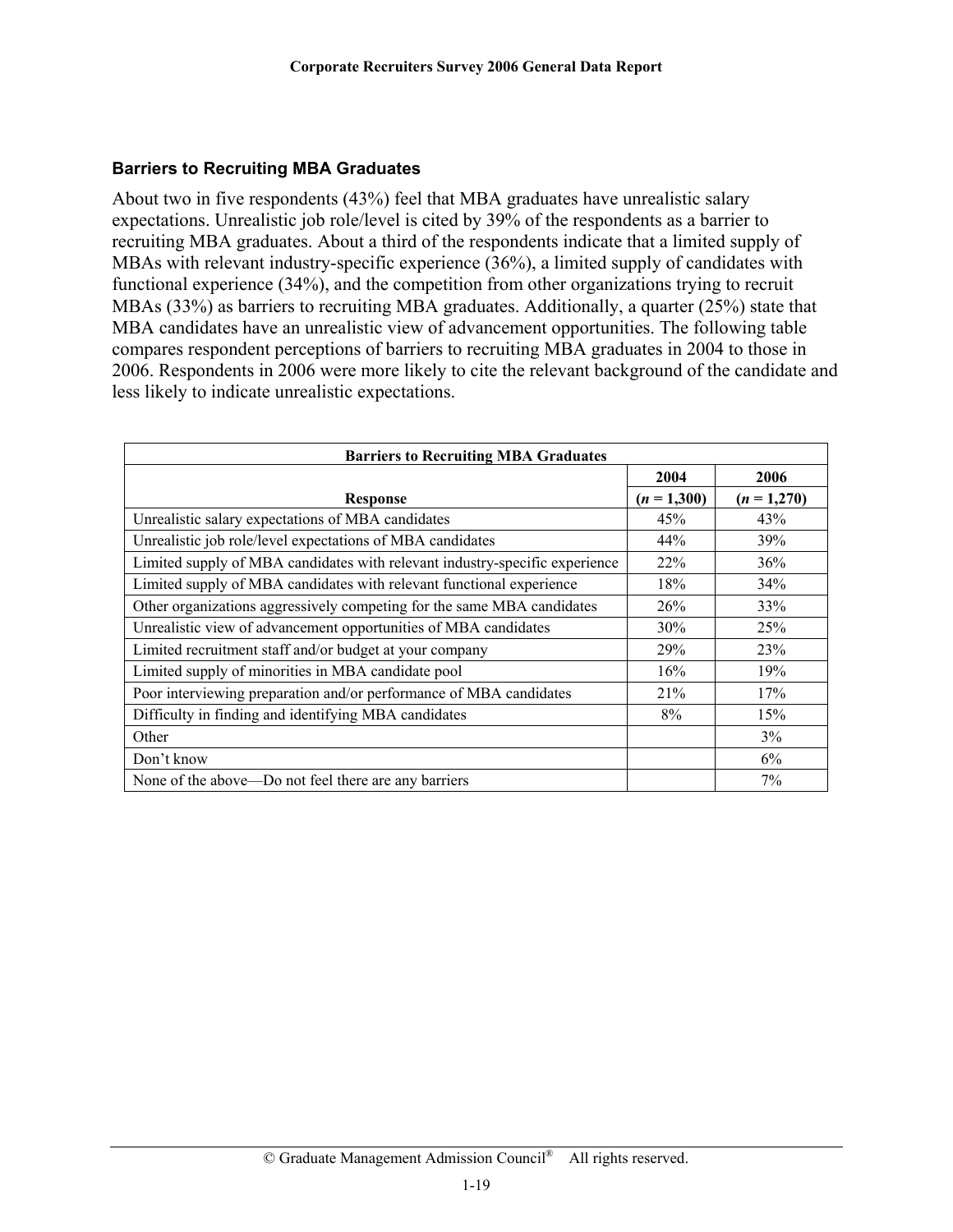## Barriers to Recruiting MBA Graduates

About two in five respondents (43%) feel that MBA graduates have unrealistic salary expectations. Unrealistic job role/level is cited by 39% of the respondents as a barrier to recruiting MBA graduates. About a third of the respondents indicate that a limited supply of MBAs with relevant industry-specific experience (36%), a limited supply of candidates with functional experience (34%), and the competition from other organizations trying to recruit MBAs (33%) as barriers to recruiting MBA graduates. Additionally, a quarter (25%) state that MBA candidates have an unrealistic view of advancement opportunities. The following table compares respondent perceptions of barriers to recruiting MBA graduates in 2004 to those in 2006. Respondents in 2006 were more likely to cite the relevant background of the candidate and less likely to indicate unrealistic expectations.

| Barriers to Recruiting MBA Graduates | | |
|---|---|---|
| **Response** | **2004 (*n* = 1,300)** | **2006 (*n* = 1,270)** |
| Unrealistic salary expectations of MBA candidates | 45% | 43% |
| Unrealistic job role/level expectations of MBA candidates | 44% | 39% |
| Limited supply of MBA candidates with relevant industry-specific experience | 22% | 36% |
| Limited supply of MBA candidates with relevant functional experience | 18% | 34% |
| Other organizations aggressively competing for the same MBA candidates | 26% | 33% |
| Unrealistic view of advancement opportunities of MBA candidates | 30% | 25% |
| Limited recruitment staff and/or budget at your company | 29% | 23% |
| Limited supply of minorities in MBA candidate pool | 16% | 19% |
| Poor interviewing preparation and/or performance of MBA candidates | 21% | 17% |
| Difficulty in finding and identifying MBA candidates | 8% | 15% |
| Other | | 3% |
| Don't know | | 6% |
| None of the above—Do not feel there are any barriers | | 7% |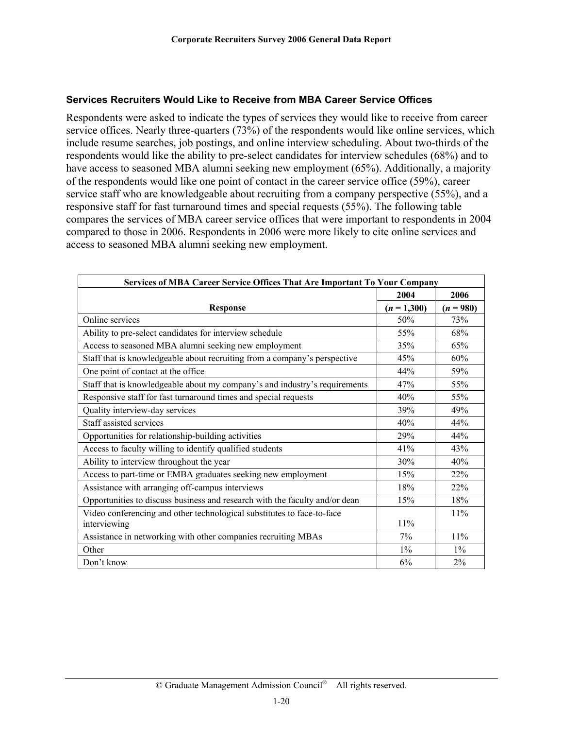### Services Recruiters Would Like to Receive from MBA Career Service Offices

Respondents were asked to indicate the types of services they would like to receive from career service offices. Nearly three-quarters (73%) of the respondents would like online services, which include resume searches, job postings, and online interview scheduling. About two-thirds of the respondents would like the ability to pre-select candidates for interview schedules (68%) and to have access to seasoned MBA alumni seeking new employment (65%). Additionally, a majority of the respondents would like one point of contact in the career service office (59%), career service staff who are knowledgeable about recruiting from a company perspective (55%), and a responsive staff for fast turnaround times and special requests (55%). The following table compares the services of MBA career service offices that were important to respondents in 2004 compared to those in 2006. Respondents in 2006 were more likely to cite online services and access to seasoned MBA alumni seeking new employment.

| Services of MBA Career Service Offices That Are Important To Your Company | | |
|---|---|---|
| Response | 2004 (*n* = 1,300) | 2006 (*n* = 980) |
| Online services | 50% | 73% |
| Ability to pre-select candidates for interview schedule | 55% | 68% |
| Access to seasoned MBA alumni seeking new employment | 35% | 65% |
| Staff that is knowledgeable about recruiting from a company's perspective | 45% | 60% |
| One point of contact at the office | 44% | 59% |
| Staff that is knowledgeable about my company's and industry's requirements | 47% | 55% |
| Responsive staff for fast turnaround times and special requests | 40% | 55% |
| Quality interview-day services | 39% | 49% |
| Staff assisted services | 40% | 44% |
| Opportunities for relationship-building activities | 29% | 44% |
| Access to faculty willing to identify qualified students | 41% | 43% |
| Ability to interview throughout the year | 30% | 40% |
| Access to part-time or EMBA graduates seeking new employment | 15% | 22% |
| Assistance with arranging off-campus interviews | 18% | 22% |
| Opportunities to discuss business and research with the faculty and/or dean | 15% | 18% |
| Video conferencing and other technological substitutes to face-to-face interviewing | 11% | 11% |
| Assistance in networking with other companies recruiting MBAs | 7% | 11% |
| Other | 1% | 1% |
| Don't know | 6% | 2% |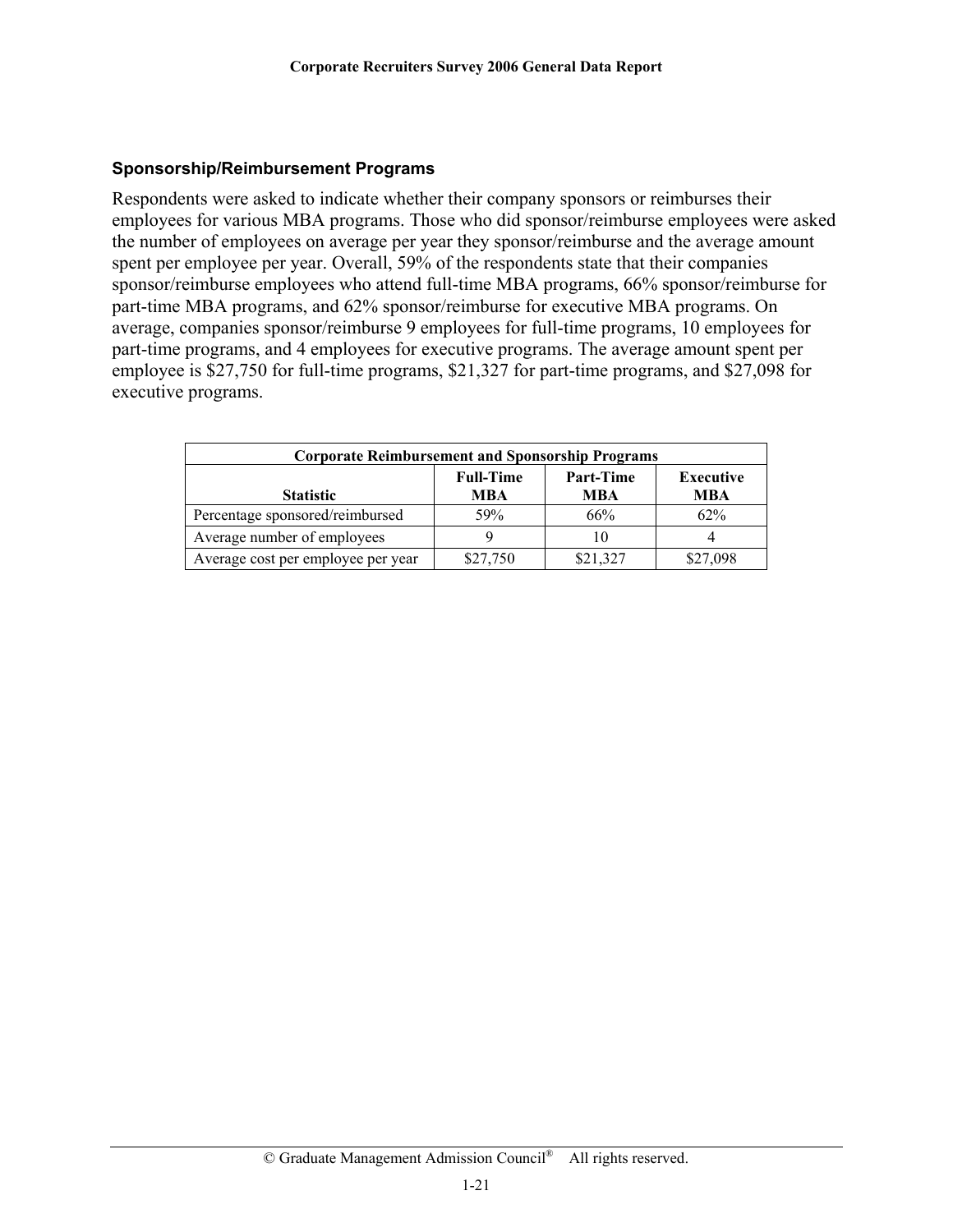### Sponsorship/Reimbursement Programs

Respondents were asked to indicate whether their company sponsors or reimburses their employees for various MBA programs. Those who did sponsor/reimburse employees were asked the number of employees on average per year they sponsor/reimburse and the average amount spent per employee per year. Overall, 59% of the respondents state that their companies sponsor/reimburse employees who attend full-time MBA programs, 66% sponsor/reimburse for part-time MBA programs, and 62% sponsor/reimburse for executive MBA programs. On average, companies sponsor/reimburse 9 employees for full-time programs, 10 employees for part-time programs, and 4 employees for executive programs. The average amount spent per employee is $27,750 for full-time programs, $21,327 for part-time programs, and $27,098 for executive programs.

**Corporate Reimbursement and Sponsorship Programs**

| Statistic | Full-Time MBA | Part-Time MBA | Executive MBA |
|---|---|---|---|
| Percentage sponsored/reimbursed | 59% | 66% | 62% |
| Average number of employees | 9 | 10 | 4 |
| Average cost per employee per year | $27,750 | $21,327 | $27,098 |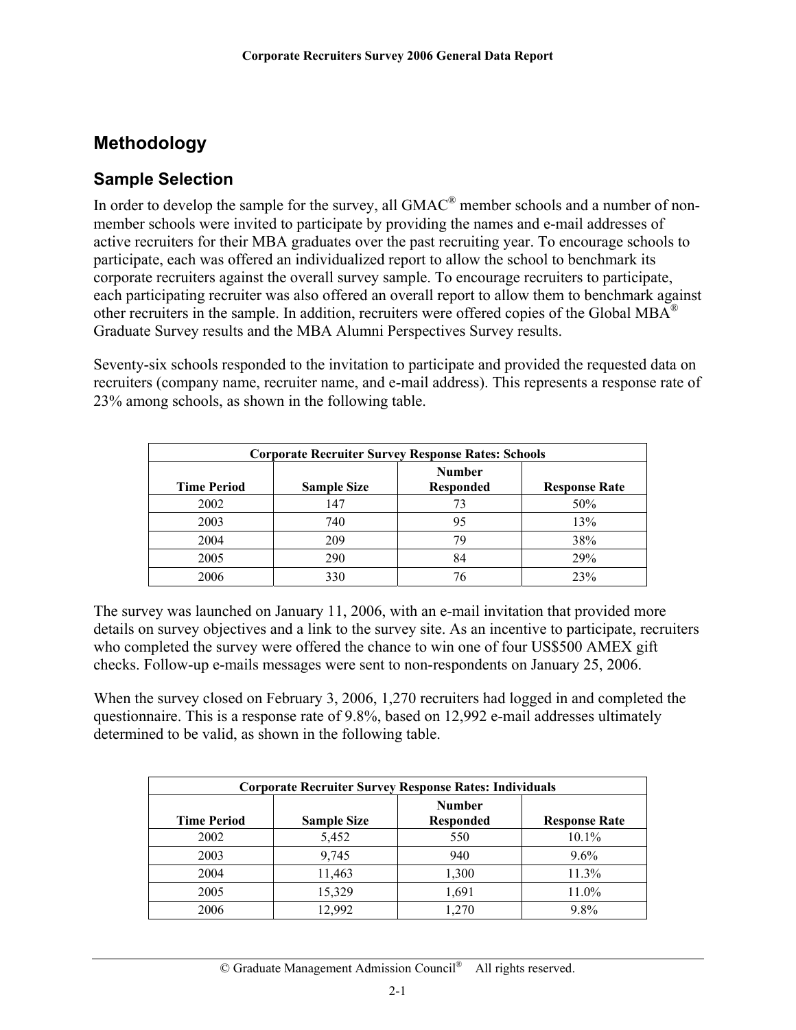# Methodology

## Sample Selection

In order to develop the sample for the survey, all GMAC® member schools and a number of non-member schools were invited to participate by providing the names and e-mail addresses of active recruiters for their MBA graduates over the past recruiting year. To encourage schools to participate, each was offered an individualized report to allow the school to benchmark its corporate recruiters against the overall survey sample. To encourage recruiters to participate, each participating recruiter was also offered an overall report to allow them to benchmark against other recruiters in the sample. In addition, recruiters were offered copies of the Global MBA® Graduate Survey results and the MBA Alumni Perspectives Survey results.

Seventy-six schools responded to the invitation to participate and provided the requested data on recruiters (company name, recruiter name, and e-mail address). This represents a response rate of 23% among schools, as shown in the following table.

| Corporate Recruiter Survey Response Rates: Schools | | | |
|---|---|---|---|
| Time Period | Sample Size | Number Responded | Response Rate |
| 2002 | 147 | 73 | 50% |
| 2003 | 740 | 95 | 13% |
| 2004 | 209 | 79 | 38% |
| 2005 | 290 | 84 | 29% |
| 2006 | 330 | 76 | 23% |

The survey was launched on January 11, 2006, with an e-mail invitation that provided more details on survey objectives and a link to the survey site. As an incentive to participate, recruiters who completed the survey were offered the chance to win one of four US$500 AMEX gift checks. Follow-up e-mails messages were sent to non-respondents on January 25, 2006.

When the survey closed on February 3, 2006, 1,270 recruiters had logged in and completed the questionnaire. This is a response rate of 9.8%, based on 12,992 e-mail addresses ultimately determined to be valid, as shown in the following table.

| Corporate Recruiter Survey Response Rates: Individuals | | | |
|---|---|---|---|
| Time Period | Sample Size | Number Responded | Response Rate |
| 2002 | 5,452 | 550 | 10.1% |
| 2003 | 9,745 | 940 | 9.6% |
| 2004 | 11,463 | 1,300 | 11.3% |
| 2005 | 15,329 | 1,691 | 11.0% |
| 2006 | 12,992 | 1,270 | 9.8% |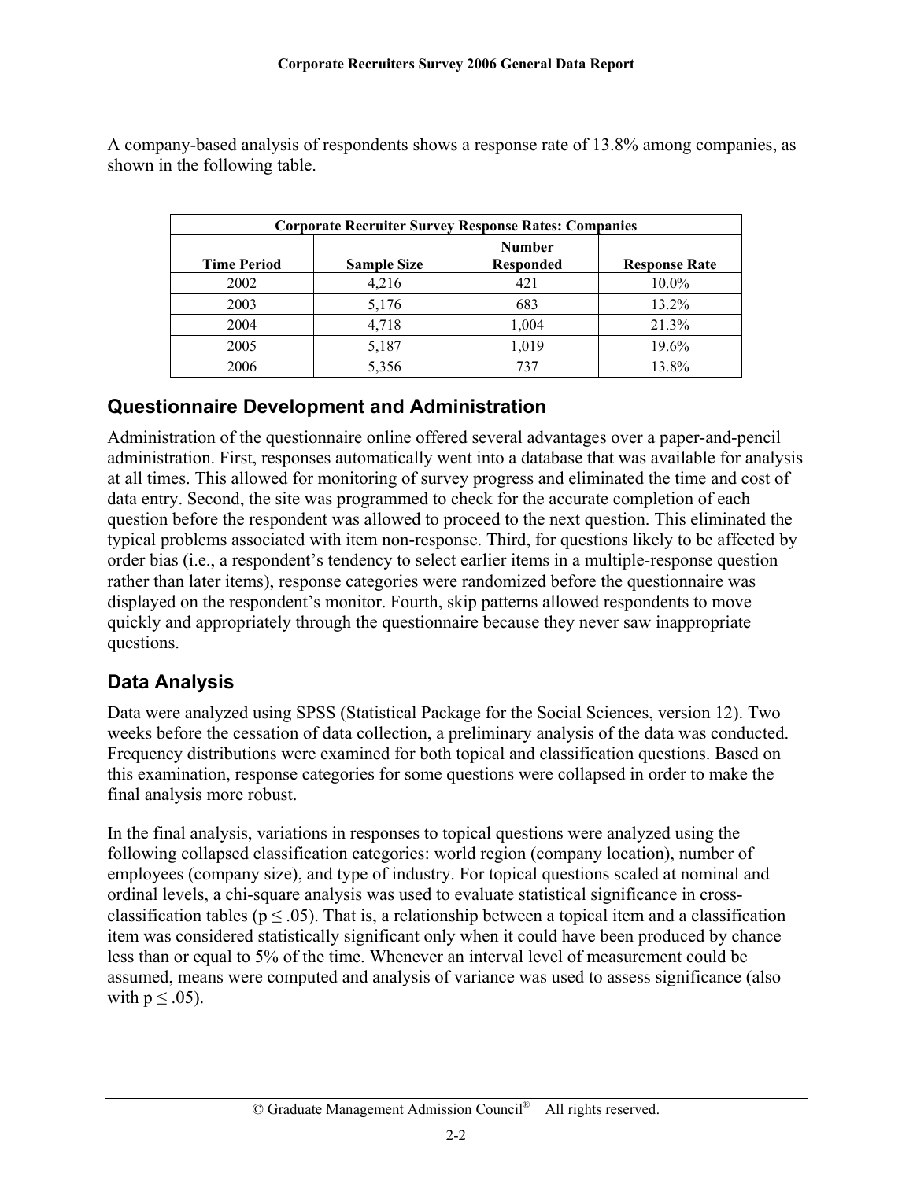A company-based analysis of respondents shows a response rate of 13.8% among companies, as shown in the following table.

| Corporate Recruiter Survey Response Rates: Companies | | | |
|---|---|---|---|
| Time Period | Sample Size | Number Responded | Response Rate |
| 2002 | 4,216 | 421 | 10.0% |
| 2003 | 5,176 | 683 | 13.2% |
| 2004 | 4,718 | 1,004 | 21.3% |
| 2005 | 5,187 | 1,019 | 19.6% |
| 2006 | 5,356 | 737 | 13.8% |

## Questionnaire Development and Administration

Administration of the questionnaire online offered several advantages over a paper-and-pencil administration. First, responses automatically went into a database that was available for analysis at all times. This allowed for monitoring of survey progress and eliminated the time and cost of data entry. Second, the site was programmed to check for the accurate completion of each question before the respondent was allowed to proceed to the next question. This eliminated the typical problems associated with item non-response. Third, for questions likely to be affected by order bias (i.e., a respondent's tendency to select earlier items in a multiple-response question rather than later items), response categories were randomized before the questionnaire was displayed on the respondent's monitor. Fourth, skip patterns allowed respondents to move quickly and appropriately through the questionnaire because they never saw inappropriate questions.

## Data Analysis

Data were analyzed using SPSS (Statistical Package for the Social Sciences, version 12). Two weeks before the cessation of data collection, a preliminary analysis of the data was conducted. Frequency distributions were examined for both topical and classification questions. Based on this examination, response categories for some questions were collapsed in order to make the final analysis more robust.

In the final analysis, variations in responses to topical questions were analyzed using the following collapsed classification categories: world region (company location), number of employees (company size), and type of industry. For topical questions scaled at nominal and ordinal levels, a chi-square analysis was used to evaluate statistical significance in cross-classification tables ($p \leq .05$). That is, a relationship between a topical item and a classification item was considered statistically significant only when it could have been produced by chance less than or equal to 5% of the time. Whenever an interval level of measurement could be assumed, means were computed and analysis of variance was used to assess significance (also with $p \leq .05$).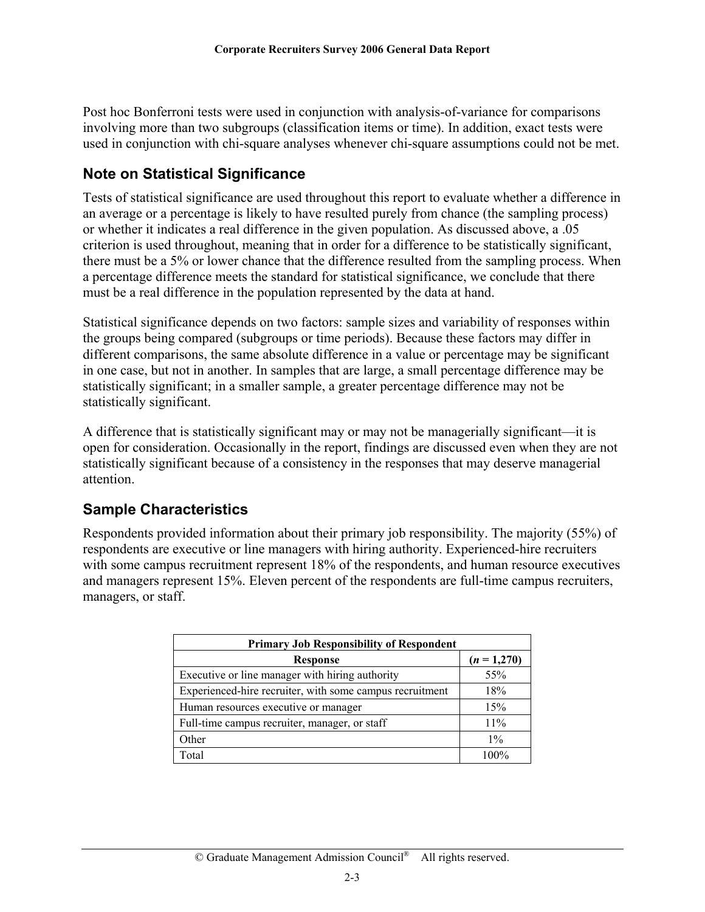Post hoc Bonferroni tests were used in conjunction with analysis-of-variance for comparisons involving more than two subgroups (classification items or time). In addition, exact tests were used in conjunction with chi-square analyses whenever chi-square assumptions could not be met.

## Note on Statistical Significance

Tests of statistical significance are used throughout this report to evaluate whether a difference in an average or a percentage is likely to have resulted purely from chance (the sampling process) or whether it indicates a real difference in the given population. As discussed above, a .05 criterion is used throughout, meaning that in order for a difference to be statistically significant, there must be a 5% or lower chance that the difference resulted from the sampling process. When a percentage difference meets the standard for statistical significance, we conclude that there must be a real difference in the population represented by the data at hand.

Statistical significance depends on two factors: sample sizes and variability of responses within the groups being compared (subgroups or time periods). Because these factors may differ in different comparisons, the same absolute difference in a value or percentage may be significant in one case, but not in another. In samples that are large, a small percentage difference may be statistically significant; in a smaller sample, a greater percentage difference may not be statistically significant.

A difference that is statistically significant may or may not be managerially significant—it is open for consideration. Occasionally in the report, findings are discussed even when they are not statistically significant because of a consistency in the responses that may deserve managerial attention.

## Sample Characteristics

Respondents provided information about their primary job responsibility. The majority (55%) of respondents are executive or line managers with hiring authority. Experienced-hire recruiters with some campus recruitment represent 18% of the respondents, and human resource executives and managers represent 15%. Eleven percent of the respondents are full-time campus recruiters, managers, or staff.

| **Primary Job Responsibility of Respondent** | |
|---|---|
| **Response** | **(*n* = 1,270)** |
| Executive or line manager with hiring authority | 55% |
| Experienced-hire recruiter, with some campus recruitment | 18% |
| Human resources executive or manager | 15% |
| Full-time campus recruiter, manager, or staff | 11% |
| Other | 1% |
| Total | 100% |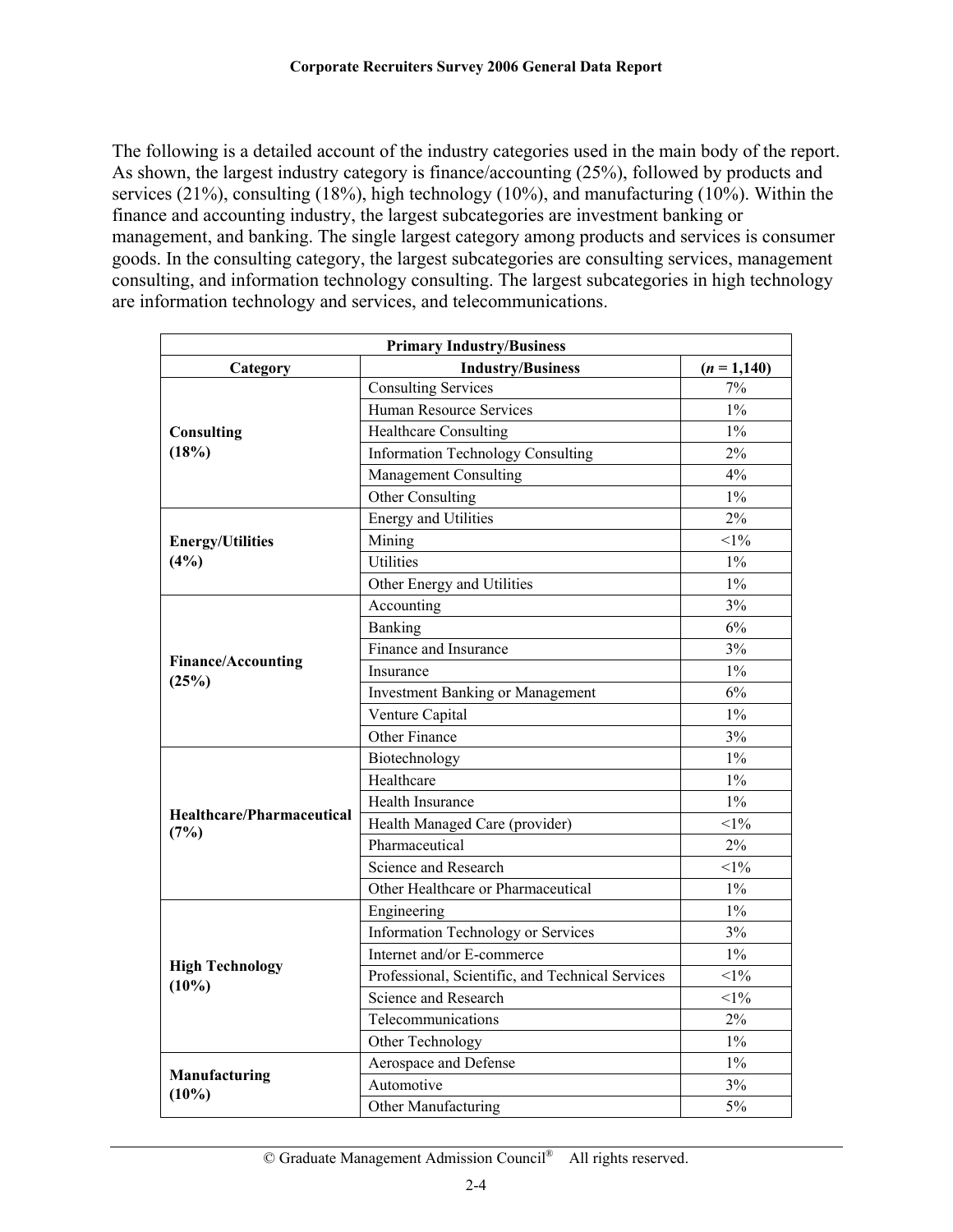The following is a detailed account of the industry categories used in the main body of the report. As shown, the largest industry category is finance/accounting (25%), followed by products and services (21%), consulting (18%), high technology (10%), and manufacturing (10%). Within the finance and accounting industry, the largest subcategories are investment banking or management, and banking. The single largest category among products and services is consumer goods. In the consulting category, the largest subcategories are consulting services, management consulting, and information technology consulting. The largest subcategories in high technology are information technology and services, and telecommunications.

| Primary Industry/Business | | |
|---|---|---|
| **Category** | **Industry/Business** | **(*n* = 1,140)** |
| **Consulting (18%)** | Consulting Services | 7% |
| | Human Resource Services | 1% |
| | Healthcare Consulting | 1% |
| | Information Technology Consulting | 2% |
| | Management Consulting | 4% |
| | Other Consulting | 1% |
| **Energy/Utilities (4%)** | Energy and Utilities | 2% |
| | Mining | <1% |
| | Utilities | 1% |
| | Other Energy and Utilities | 1% |
| **Finance/Accounting (25%)** | Accounting | 3% |
| | Banking | 6% |
| | Finance and Insurance | 3% |
| | Insurance | 1% |
| | Investment Banking or Management | 6% |
| | Venture Capital | 1% |
| | Other Finance | 3% |
| **Healthcare/Pharmaceutical (7%)** | Biotechnology | 1% |
| | Healthcare | 1% |
| | Health Insurance | 1% |
| | Health Managed Care (provider) | <1% |
| | Pharmaceutical | 2% |
| | Science and Research | <1% |
| | Other Healthcare or Pharmaceutical | 1% |
| **High Technology (10%)** | Engineering | 1% |
| | Information Technology or Services | 3% |
| | Internet and/or E-commerce | 1% |
| | Professional, Scientific, and Technical Services | <1% |
| | Science and Research | <1% |
| | Telecommunications | 2% |
| | Other Technology | 1% |
| **Manufacturing (10%)** | Aerospace and Defense | 1% |
| | Automotive | 3% |
| | Other Manufacturing | 5% |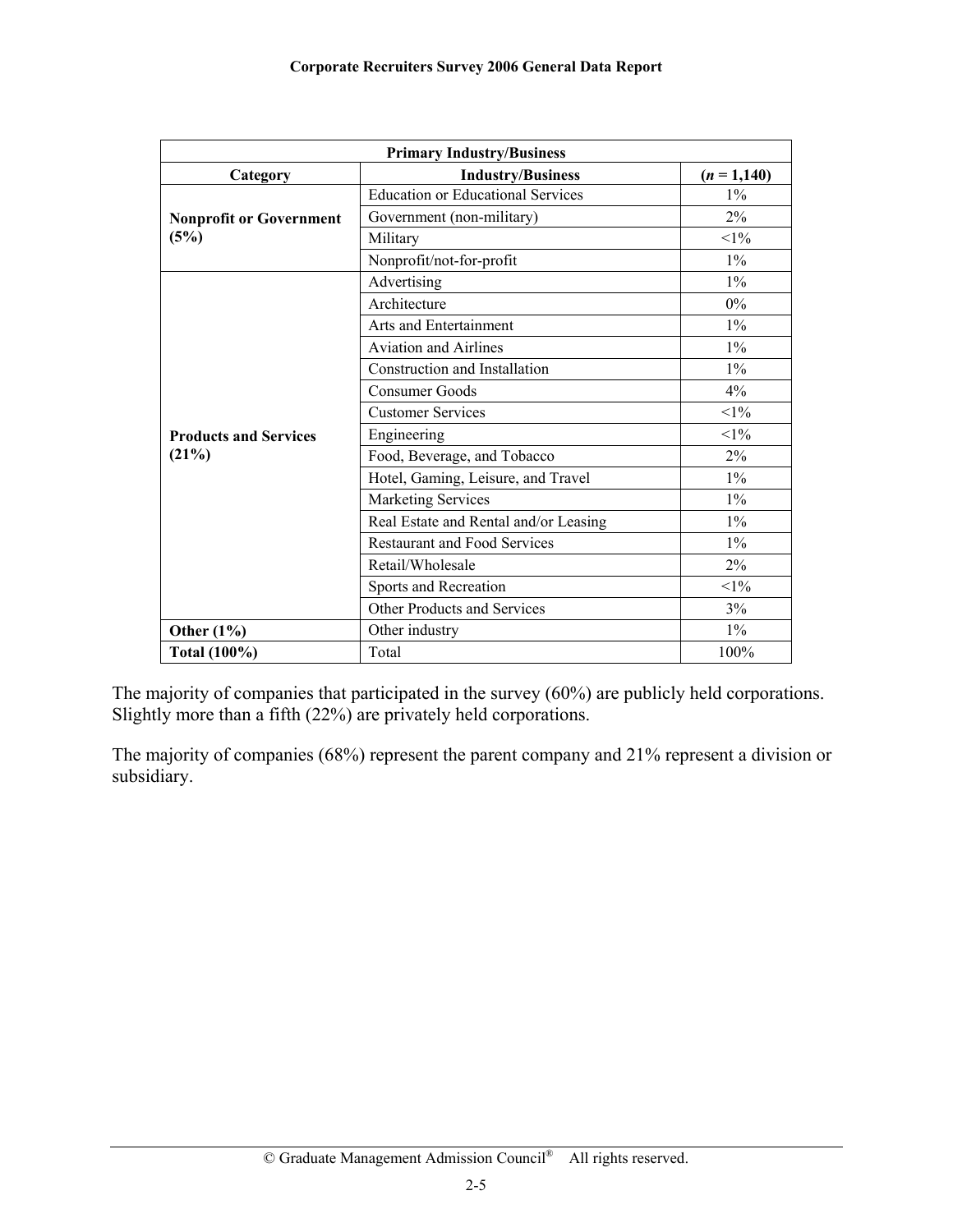| Primary Industry/Business | | |
|---|---|---|
| **Category** | **Industry/Business** | **(*n* = 1,140)** |
| **Nonprofit or Government (5%)** | Education or Educational Services | 1% |
| | Government (non-military) | 2% |
| | Military | <1% |
| | Nonprofit/not-for-profit | 1% |
| **Products and Services (21%)** | Advertising | 1% |
| | Architecture | 0% |
| | Arts and Entertainment | 1% |
| | Aviation and Airlines | 1% |
| | Construction and Installation | 1% |
| | Consumer Goods | 4% |
| | Customer Services | <1% |
| | Engineering | <1% |
| | Food, Beverage, and Tobacco | 2% |
| | Hotel, Gaming, Leisure, and Travel | 1% |
| | Marketing Services | 1% |
| | Real Estate and Rental and/or Leasing | 1% |
| | Restaurant and Food Services | 1% |
| | Retail/Wholesale | 2% |
| | Sports and Recreation | <1% |
| | Other Products and Services | 3% |
| **Other (1%)** | Other industry | 1% |
| **Total (100%)** | Total | 100% |

The majority of companies that participated in the survey (60%) are publicly held corporations. Slightly more than a fifth (22%) are privately held corporations.

The majority of companies (68%) represent the parent company and 21% represent a division or subsidiary.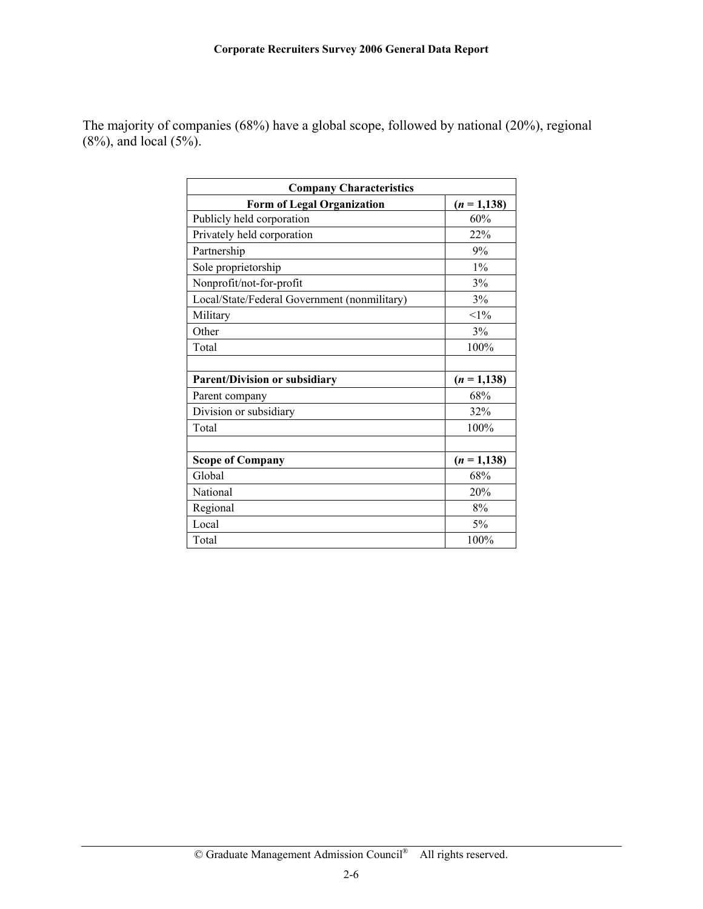The majority of companies (68%) have a global scope, followed by national (20%), regional (8%), and local (5%).

| Company Characteristics | |
|---|---|
| **Form of Legal Organization** | **(*n* = 1,138)** |
| Publicly held corporation | 60% |
| Privately held corporation | 22% |
| Partnership | 9% |
| Sole proprietorship | 1% |
| Nonprofit/not-for-profit | 3% |
| Local/State/Federal Government (nonmilitary) | 3% |
| Military | <1% |
| Other | 3% |
| Total | 100% |
| | |
| **Parent/Division or subsidiary** | **(*n* = 1,138)** |
| Parent company | 68% |
| Division or subsidiary | 32% |
| Total | 100% |
| | |
| **Scope of Company** | **(*n* = 1,138)** |
| Global | 68% |
| National | 20% |
| Regional | 8% |
| Local | 5% |
| Total | 100% |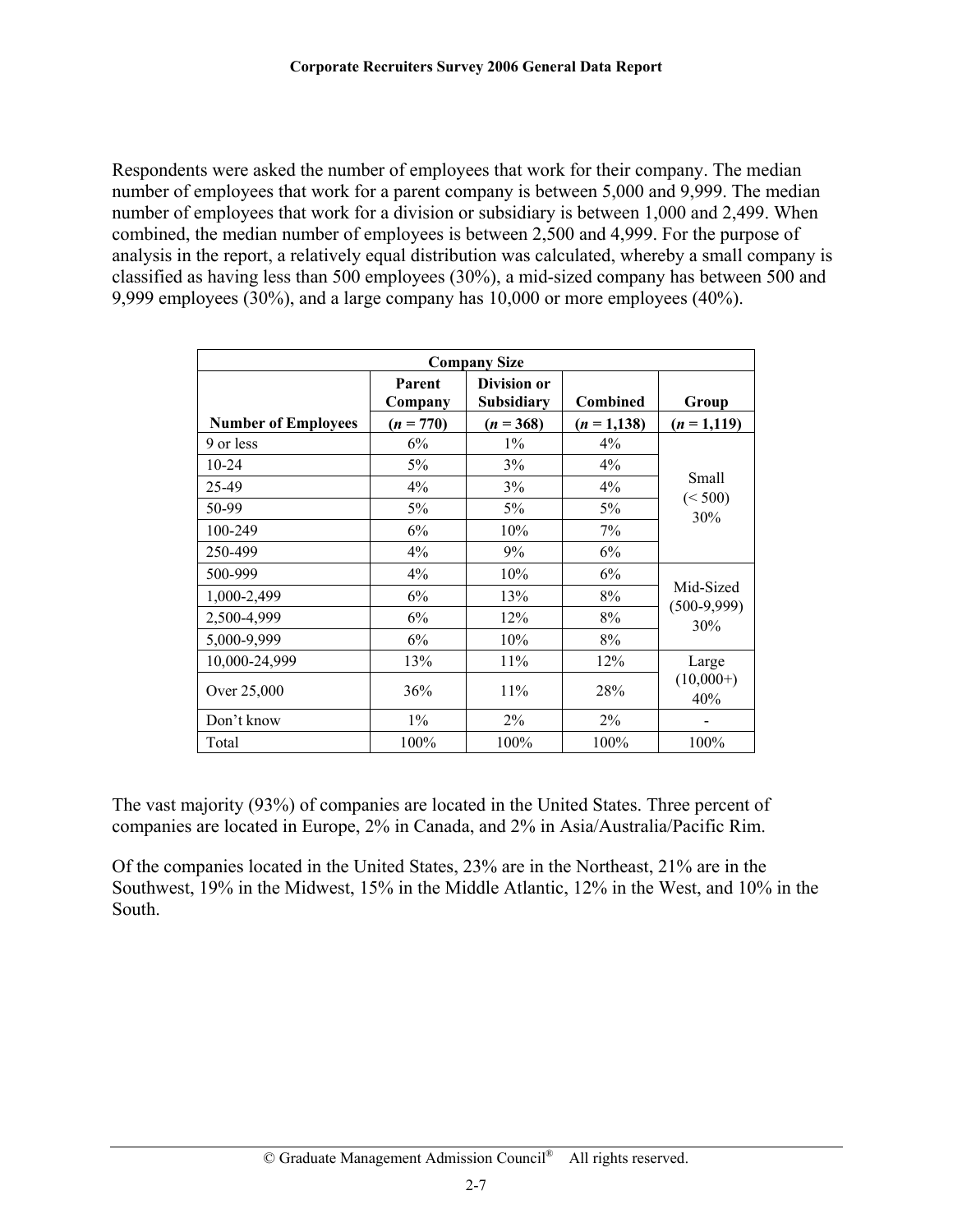Respondents were asked the number of employees that work for their company. The median number of employees that work for a parent company is between 5,000 and 9,999. The median number of employees that work for a division or subsidiary is between 1,000 and 2,499. When combined, the median number of employees is between 2,500 and 4,999. For the purpose of analysis in the report, a relatively equal distribution was calculated, whereby a small company is classified as having less than 500 employees (30%), a mid-sized company has between 500 and 9,999 employees (30%), and a large company has 10,000 or more employees (40%).

| Company Size | | | | |
|---|---|---|---|---|
| **Number of Employees** | **Parent Company** (*n* = 770) | **Division or Subsidiary** (*n* = 368) | **Combined** (*n* = 1,138) | **Group** (*n* = 1,119) |
| 9 or less | 6% | 1% | 4% | Small (< 500) 30% |
| 10-24 | 5% | 3% | 4% | |
| 25-49 | 4% | 3% | 4% | |
| 50-99 | 5% | 5% | 5% | |
| 100-249 | 6% | 10% | 7% | |
| 250-499 | 4% | 9% | 6% | |
| 500-999 | 4% | 10% | 6% | Mid-Sized (500-9,999) 30% |
| 1,000-2,499 | 6% | 13% | 8% | |
| 2,500-4,999 | 6% | 12% | 8% | |
| 5,000-9,999 | 6% | 10% | 8% | |
| 10,000-24,999 | 13% | 11% | 12% | Large (10,000+) 40% |
| Over 25,000 | 36% | 11% | 28% | |
| Don't know | 1% | 2% | 2% | - |
| Total | 100% | 100% | 100% | 100% |

The vast majority (93%) of companies are located in the United States. Three percent of companies are located in Europe, 2% in Canada, and 2% in Asia/Australia/Pacific Rim.

Of the companies located in the United States, 23% are in the Northeast, 21% are in the Southwest, 19% in the Midwest, 15% in the Middle Atlantic, 12% in the West, and 10% in the South.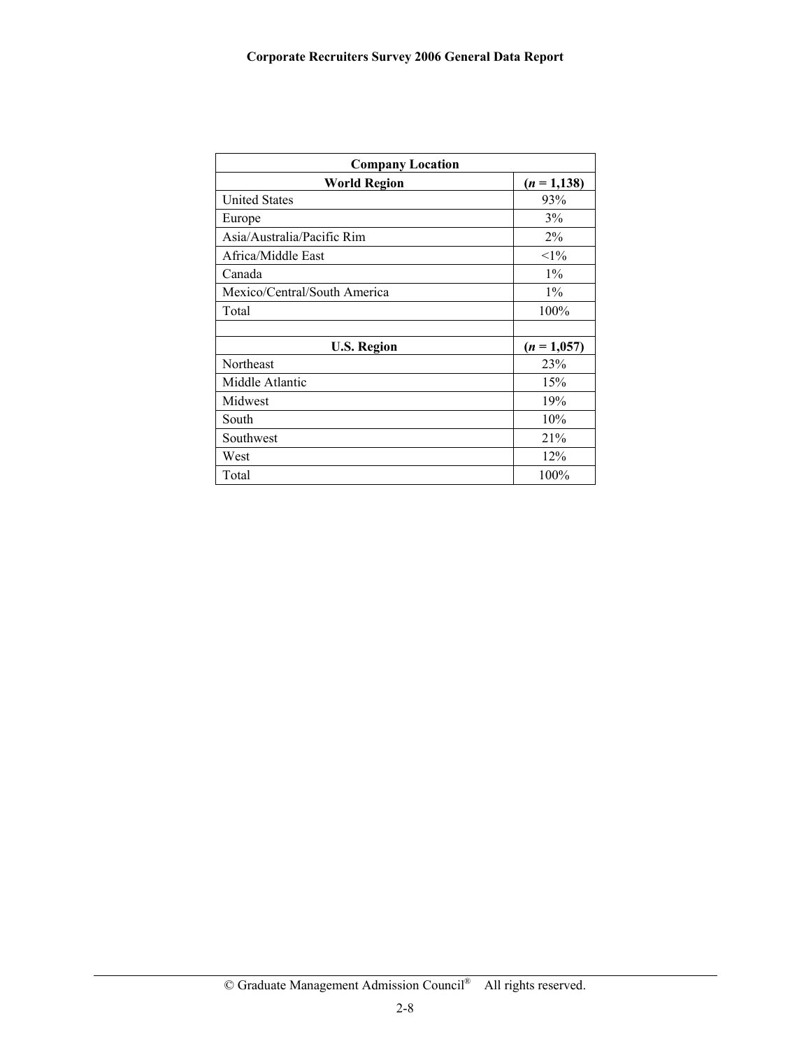| Company Location | |
|---|---|
| **World Region** | **(*n* = 1,138)** |
| United States | 93% |
| Europe | 3% |
| Asia/Australia/Pacific Rim | 2% |
| Africa/Middle East | <1% |
| Canada | 1% |
| Mexico/Central/South America | 1% |
| Total | 100% |
| | |
| **U.S. Region** | **(*n* = 1,057)** |
| Northeast | 23% |
| Middle Atlantic | 15% |
| Midwest | 19% |
| South | 10% |
| Southwest | 21% |
| West | 12% |
| Total | 100% |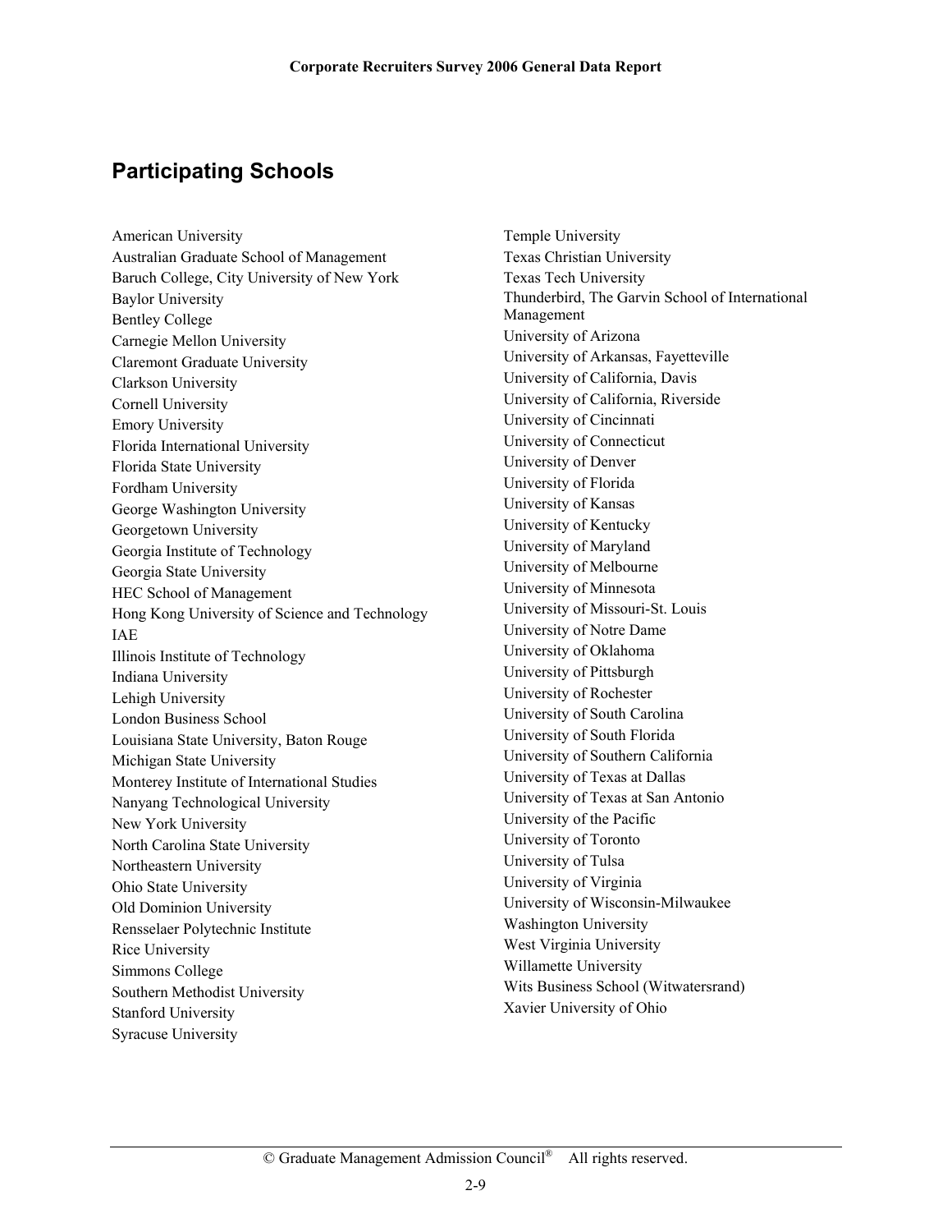## Participating Schools

American University
Australian Graduate School of Management
Baruch College, City University of New York
Baylor University
Bentley College
Carnegie Mellon University
Claremont Graduate University
Clarkson University
Cornell University
Emory University
Florida International University
Florida State University
Fordham University
George Washington University
Georgetown University
Georgia Institute of Technology
Georgia State University
HEC School of Management
Hong Kong University of Science and Technology
IAE
Illinois Institute of Technology
Indiana University
Lehigh University
London Business School
Louisiana State University, Baton Rouge
Michigan State University
Monterey Institute of International Studies
Nanyang Technological University
New York University
North Carolina State University
Northeastern University
Ohio State University
Old Dominion University
Rensselaer Polytechnic Institute
Rice University
Simmons College
Southern Methodist University
Stanford University
Syracuse University
Temple University
Texas Christian University
Texas Tech University
Thunderbird, The Garvin School of International Management
University of Arizona
University of Arkansas, Fayetteville
University of California, Davis
University of California, Riverside
University of Cincinnati
University of Connecticut
University of Denver
University of Florida
University of Kansas
University of Kentucky
University of Maryland
University of Melbourne
University of Minnesota
University of Missouri-St. Louis
University of Notre Dame
University of Oklahoma
University of Pittsburgh
University of Rochester
University of South Carolina
University of South Florida
University of Southern California
University of Texas at Dallas
University of Texas at San Antonio
University of the Pacific
University of Toronto
University of Tulsa
University of Virginia
University of Wisconsin-Milwaukee
Washington University
West Virginia University
Willamette University
Wits Business School (Witwatersrand)
Xavier University of Ohio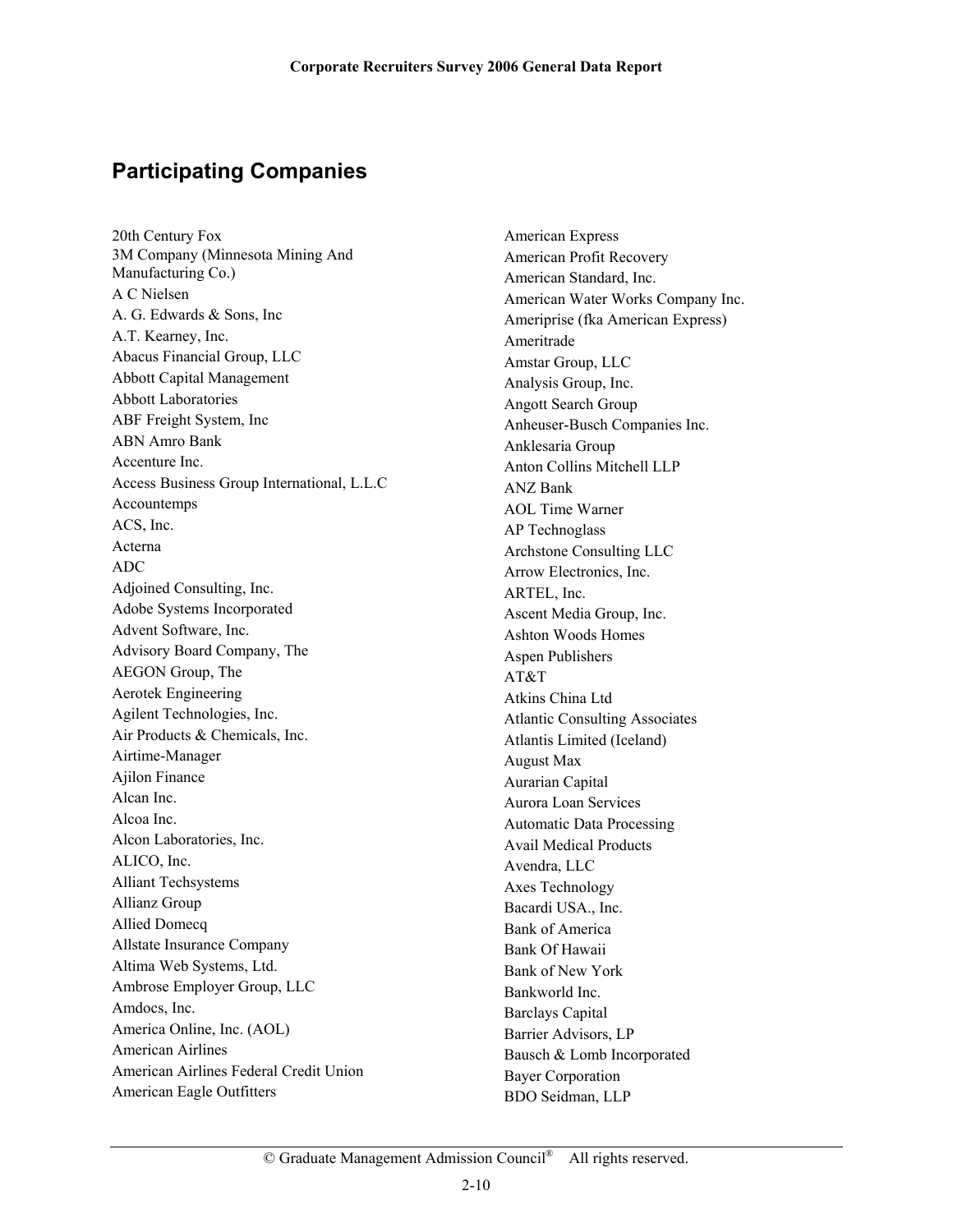## Participating Companies

20th Century Fox
3M Company (Minnesota Mining And Manufacturing Co.)
A C Nielsen
A. G. Edwards & Sons, Inc
A.T. Kearney, Inc.
Abacus Financial Group, LLC
Abbott Capital Management
Abbott Laboratories
ABF Freight System, Inc
ABN Amro Bank
Accenture Inc.
Access Business Group International, L.L.C
Accountemps
ACS, Inc.
Acterna
ADC
Adjoined Consulting, Inc.
Adobe Systems Incorporated
Advent Software, Inc.
Advisory Board Company, The
AEGON Group, The
Aerotek Engineering
Agilent Technologies, Inc.
Air Products & Chemicals, Inc.
Airtime-Manager
Ajilon Finance
Alcan Inc.
Alcoa Inc.
Alcon Laboratories, Inc.
ALICO, Inc.
Alliant Techsystems
Allianz Group
Allied Domecq
Allstate Insurance Company
Altima Web Systems, Ltd.
Ambrose Employer Group, LLC
Amdocs, Inc.
America Online, Inc. (AOL)
American Airlines
American Airlines Federal Credit Union
American Eagle Outfitters
American Express
American Profit Recovery
American Standard, Inc.
American Water Works Company Inc.
Ameriprise (fka American Express)
Ameritrade
Amstar Group, LLC
Analysis Group, Inc.
Angott Search Group
Anheuser-Busch Companies Inc.
Anklesaria Group
Anton Collins Mitchell LLP
ANZ Bank
AOL Time Warner
AP Technoglass
Archstone Consulting LLC
Arrow Electronics, Inc.
ARTEL, Inc.
Ascent Media Group, Inc.
Ashton Woods Homes
Aspen Publishers
AT&T
Atkins China Ltd
Atlantic Consulting Associates
Atlantis Limited (Iceland)
August Max
Aurarian Capital
Aurora Loan Services
Automatic Data Processing
Avail Medical Products
Avendra, LLC
Axes Technology
Bacardi USA., Inc.
Bank of America
Bank Of Hawaii
Bank of New York
Bankworld Inc.
Barclays Capital
Barrier Advisors, LP
Bausch & Lomb Incorporated
Bayer Corporation
BDO Seidman, LLP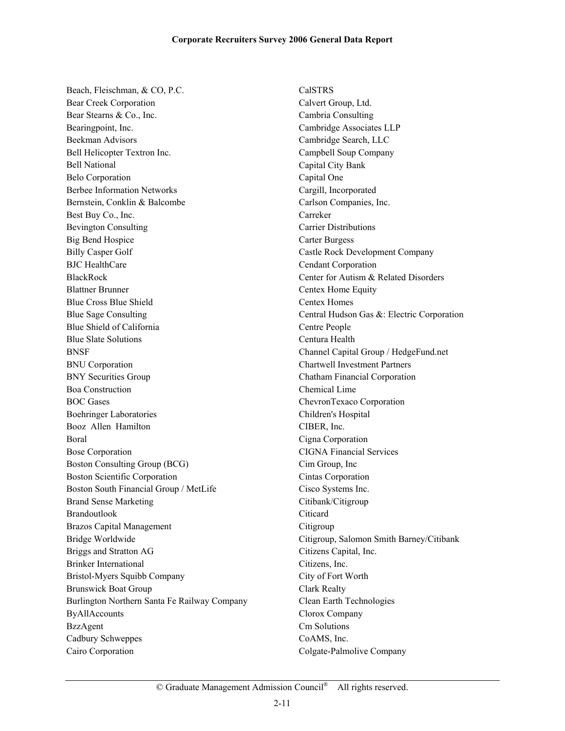Beach, Fleischman, & CO, P.C.
Bear Creek Corporation
Bear Stearns & Co., Inc.
Bearingpoint, Inc.
Beekman Advisors
Bell Helicopter Textron Inc.
Bell National
Belo Corporation
Berbee Information Networks
Bernstein, Conklin & Balcombe
Best Buy Co., Inc.
Bevington Consulting
Big Bend Hospice
Billy Casper Golf
BJC HealthCare
BlackRock
Blattner Brunner
Blue Cross Blue Shield
Blue Sage Consulting
Blue Shield of California
Blue Slate Solutions
BNSF
BNU Corporation
BNY Securities Group
Boa Construction
BOC Gases
Boehringer Laboratories
Booz Allen Hamilton
Boral
Bose Corporation
Boston Consulting Group (BCG)
Boston Scientific Corporation
Boston South Financial Group / MetLife
Brand Sense Marketing
Brandoutlook
Brazos Capital Management
Bridge Worldwide
Briggs and Stratton AG
Brinker International
Bristol-Myers Squibb Company
Brunswick Boat Group
Burlington Northern Santa Fe Railway Company
ByAllAccounts
BzzAgent
Cadbury Schweppes
Cairo Corporation
CalSTRS
Calvert Group, Ltd.
Cambria Consulting
Cambridge Associates LLP
Cambridge Search, LLC
Campbell Soup Company
Capital City Bank
Capital One
Cargill, Incorporated
Carlson Companies, Inc.
Carreker
Carrier Distributions
Carter Burgess
Castle Rock Development Company
Cendant Corporation
Center for Autism & Related Disorders
Centex Home Equity
Centex Homes
Central Hudson Gas &: Electric Corporation
Centre People
Centura Health
Channel Capital Group / HedgeFund.net
Chartwell Investment Partners
Chatham Financial Corporation
Chemical Lime
ChevronTexaco Corporation
Children's Hospital
CIBER, Inc.
Cigna Corporation
CIGNA Financial Services
Cim Group, Inc
Cintas Corporation
Cisco Systems Inc.
Citibank/Citigroup
Citicard
Citigroup
Citigroup, Salomon Smith Barney/Citibank
Citizens Capital, Inc.
Citizens, Inc.
City of Fort Worth
Clark Realty
Clean Earth Technologies
Clorox Company
Cm Solutions
CoAMS, Inc.
Colgate-Palmolive Company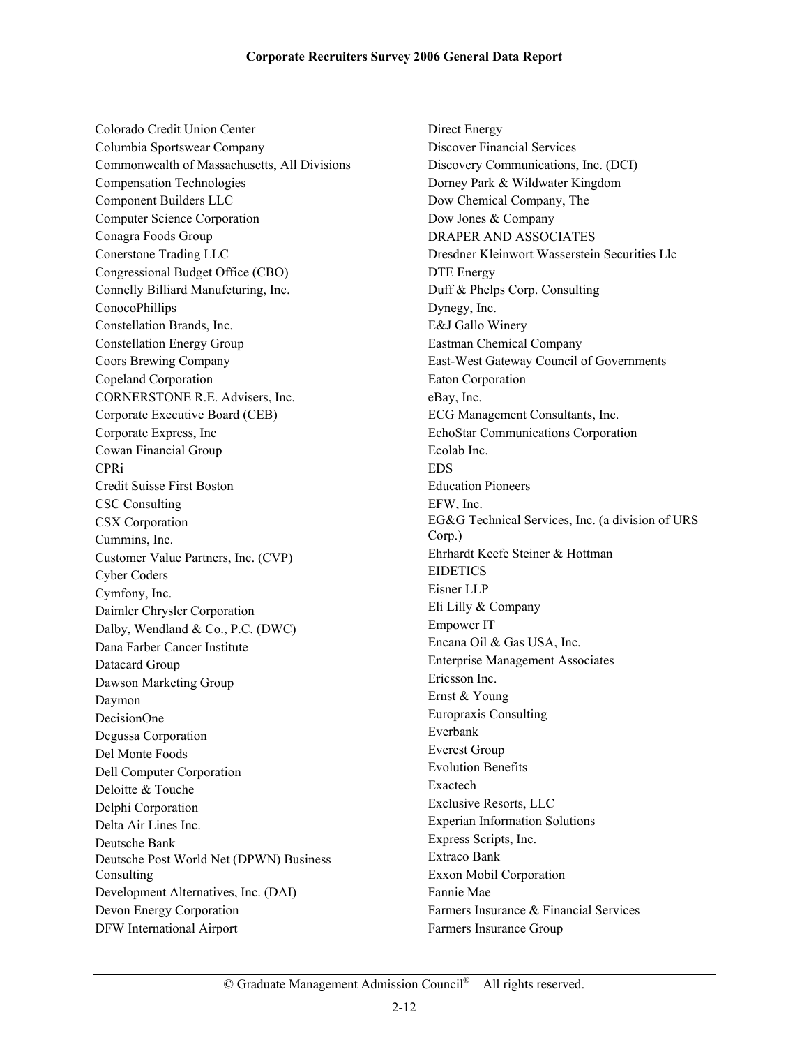Colorado Credit Union Center
Columbia Sportswear Company
Commonwealth of Massachusetts, All Divisions
Compensation Technologies
Component Builders LLC
Computer Science Corporation
Conagra Foods Group
Conerstone Trading LLC
Congressional Budget Office (CBO)
Connelly Billiard Manufcturing, Inc.
ConocoPhillips
Constellation Brands, Inc.
Constellation Energy Group
Coors Brewing Company
Copeland Corporation
CORNERSTONE R.E. Advisers, Inc.
Corporate Executive Board (CEB)
Corporate Express, Inc
Cowan Financial Group
CPRi
Credit Suisse First Boston
CSC Consulting
CSX Corporation
Cummins, Inc.
Customer Value Partners, Inc. (CVP)
Cyber Coders
Cymfony, Inc.
Daimler Chrysler Corporation
Dalby, Wendland & Co., P.C. (DWC)
Dana Farber Cancer Institute
Datacard Group
Dawson Marketing Group
Daymon
DecisionOne
Degussa Corporation
Del Monte Foods
Dell Computer Corporation
Deloitte & Touche
Delphi Corporation
Delta Air Lines Inc.
Deutsche Bank
Deutsche Post World Net (DPWN) Business Consulting
Development Alternatives, Inc. (DAI)
Devon Energy Corporation
DFW International Airport
Direct Energy
Discover Financial Services
Discovery Communications, Inc. (DCI)
Dorney Park & Wildwater Kingdom
Dow Chemical Company, The
Dow Jones & Company
DRAPER AND ASSOCIATES
Dresdner Kleinwort Wasserstein Securities Llc
DTE Energy
Duff & Phelps Corp. Consulting
Dynegy, Inc.
E&J Gallo Winery
Eastman Chemical Company
East-West Gateway Council of Governments
Eaton Corporation
eBay, Inc.
ECG Management Consultants, Inc.
EchoStar Communications Corporation
Ecolab Inc.
EDS
Education Pioneers
EFW, Inc.
EG&G Technical Services, Inc. (a division of URS Corp.)
Ehrhardt Keefe Steiner & Hottman
EIDETICS
Eisner LLP
Eli Lilly & Company
Empower IT
Encana Oil & Gas USA, Inc.
Enterprise Management Associates
Ericsson Inc.
Ernst & Young
Europraxis Consulting
Everbank
Everest Group
Evolution Benefits
Exactech
Exclusive Resorts, LLC
Experian Information Solutions
Express Scripts, Inc.
Extraco Bank
Exxon Mobil Corporation
Fannie Mae
Farmers Insurance & Financial Services
Farmers Insurance Group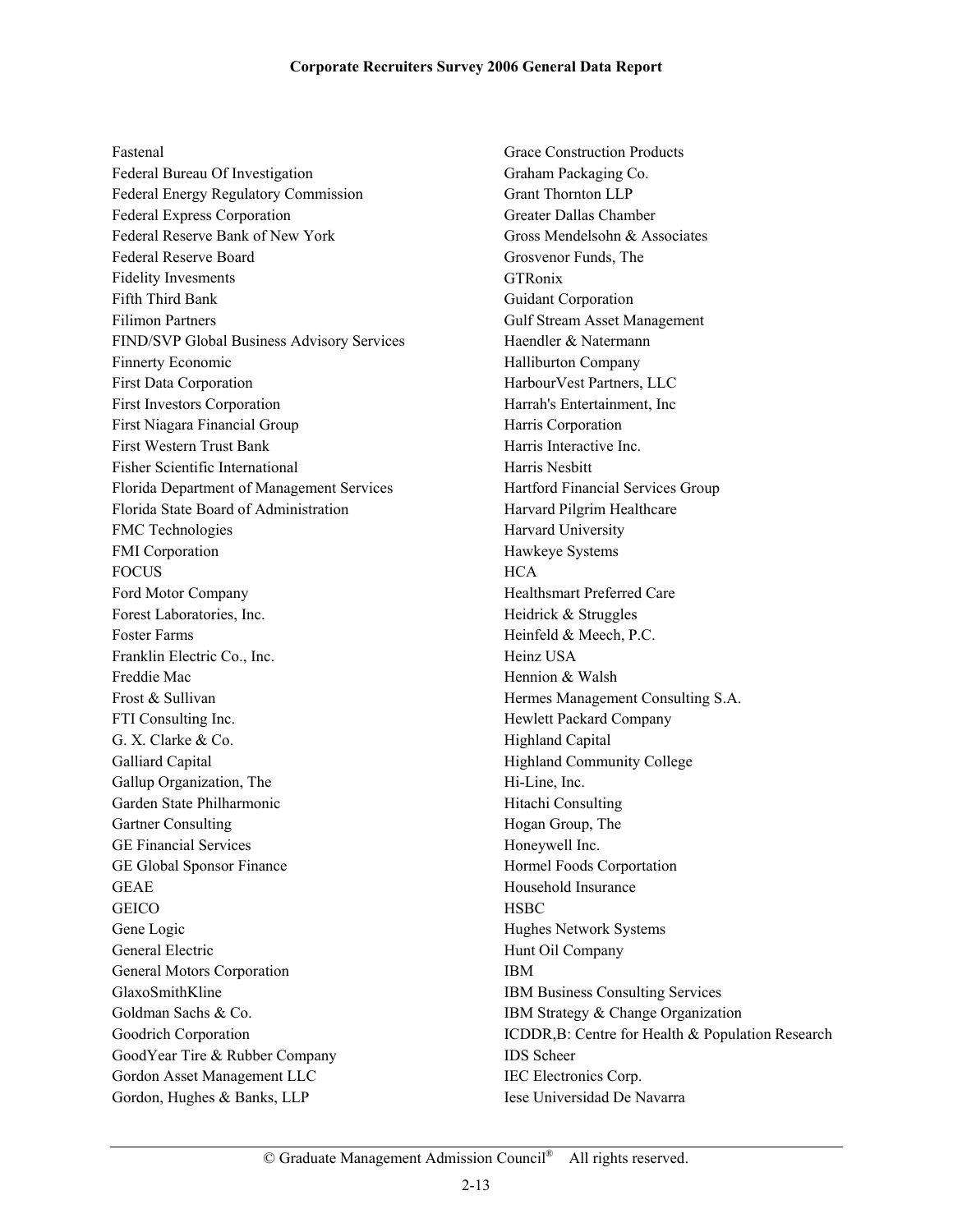Fastenal
Federal Bureau Of Investigation
Federal Energy Regulatory Commission
Federal Express Corporation
Federal Reserve Bank of New York
Federal Reserve Board
Fidelity Invesments
Fifth Third Bank
Filimon Partners
FIND/SVP Global Business Advisory Services
Finnerty Economic
First Data Corporation
First Investors Corporation
First Niagara Financial Group
First Western Trust Bank
Fisher Scientific International
Florida Department of Management Services
Florida State Board of Administration
FMC Technologies
FMI Corporation
FOCUS
Ford Motor Company
Forest Laboratories, Inc.
Foster Farms
Franklin Electric Co., Inc.
Freddie Mac
Frost & Sullivan
FTI Consulting Inc.
G. X. Clarke & Co.
Galliard Capital
Gallup Organization, The
Garden State Philharmonic
Gartner Consulting
GE Financial Services
GE Global Sponsor Finance
GEAE
GEICO
Gene Logic
General Electric
General Motors Corporation
GlaxoSmithKline
Goldman Sachs & Co.
Goodrich Corporation
GoodYear Tire & Rubber Company
Gordon Asset Management LLC
Gordon, Hughes & Banks, LLP
Grace Construction Products
Graham Packaging Co.
Grant Thornton LLP
Greater Dallas Chamber
Gross Mendelsohn & Associates
Grosvenor Funds, The
GTRonix
Guidant Corporation
Gulf Stream Asset Management
Haendler & Natermann
Halliburton Company
HarbourVest Partners, LLC
Harrah's Entertainment, Inc
Harris Corporation
Harris Interactive Inc.
Harris Nesbitt
Hartford Financial Services Group
Harvard Pilgrim Healthcare
Harvard University
Hawkeye Systems
HCA
Healthsmart Preferred Care
Heidrick & Struggles
Heinfeld & Meech, P.C.
Heinz USA
Hennion & Walsh
Hermes Management Consulting S.A.
Hewlett Packard Company
Highland Capital
Highland Community College
Hi-Line, Inc.
Hitachi Consulting
Hogan Group, The
Honeywell Inc.
Hormel Foods Corportation
Household Insurance
HSBC
Hughes Network Systems
Hunt Oil Company
IBM
IBM Business Consulting Services
IBM Strategy & Change Organization
ICDDR,B: Centre for Health & Population Research
IDS Scheer
IEC Electronics Corp.
Iese Universidad De Navarra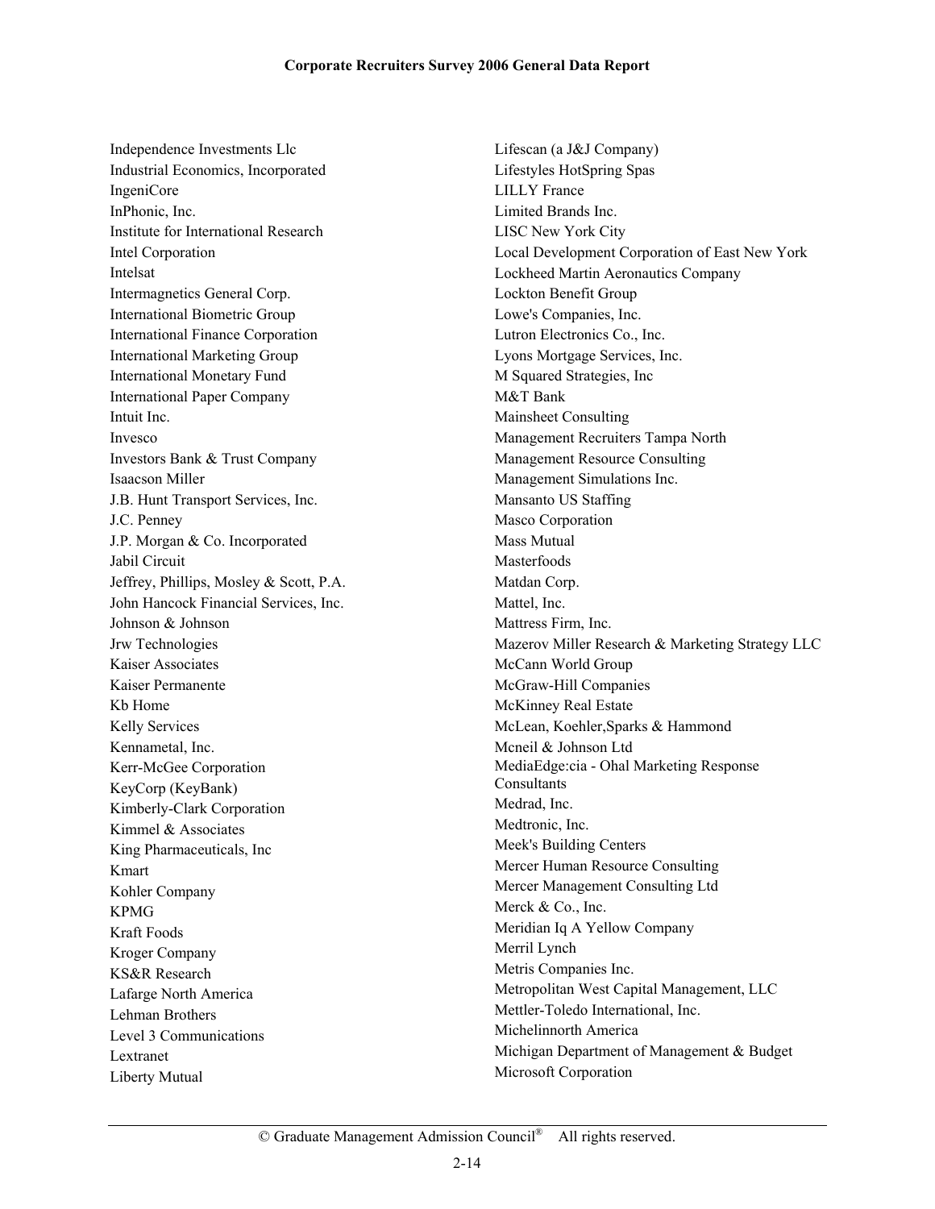Independence Investments Llc
Industrial Economics, Incorporated
IngeniCore
InPhonic, Inc.
Institute for International Research
Intel Corporation
Intelsat
Intermagnetics General Corp.
International Biometric Group
International Finance Corporation
International Marketing Group
International Monetary Fund
International Paper Company
Intuit Inc.
Invesco
Investors Bank & Trust Company
Isaacson Miller
J.B. Hunt Transport Services, Inc.
J.C. Penney
J.P. Morgan & Co. Incorporated
Jabil Circuit
Jeffrey, Phillips, Mosley & Scott, P.A.
John Hancock Financial Services, Inc.
Johnson & Johnson
Jrw Technologies
Kaiser Associates
Kaiser Permanente
Kb Home
Kelly Services
Kennametal, Inc.
Kerr-McGee Corporation
KeyCorp (KeyBank)
Kimberly-Clark Corporation
Kimmel & Associates
King Pharmaceuticals, Inc
Kmart
Kohler Company
KPMG
Kraft Foods
Kroger Company
KS&R Research
Lafarge North America
Lehman Brothers
Level 3 Communications
Lextranet
Liberty Mutual
Lifescan (a J&J Company)
Lifestyles HotSpring Spas
LILLY France
Limited Brands Inc.
LISC New York City
Local Development Corporation of East New York
Lockheed Martin Aeronautics Company
Lockton Benefit Group
Lowe's Companies, Inc.
Lutron Electronics Co., Inc.
Lyons Mortgage Services, Inc.
M Squared Strategies, Inc
M&T Bank
Mainsheet Consulting
Management Recruiters Tampa North
Management Resource Consulting
Management Simulations Inc.
Mansanto US Staffing
Masco Corporation
Mass Mutual
Masterfoods
Matdan Corp.
Mattel, Inc.
Mattress Firm, Inc.
Mazerov Miller Research & Marketing Strategy LLC
McCann World Group
McGraw-Hill Companies
McKinney Real Estate
McLean, Koehler,Sparks & Hammond
Mcneil & Johnson Ltd
MediaEdge:cia - Ohal Marketing Response Consultants
Medrad, Inc.
Medtronic, Inc.
Meek's Building Centers
Mercer Human Resource Consulting
Mercer Management Consulting Ltd
Merck & Co., Inc.
Meridian Iq A Yellow Company
Merril Lynch
Metris Companies Inc.
Metropolitan West Capital Management, LLC
Mettler-Toledo International, Inc.
Michelinnorth America
Michigan Department of Management & Budget
Microsoft Corporation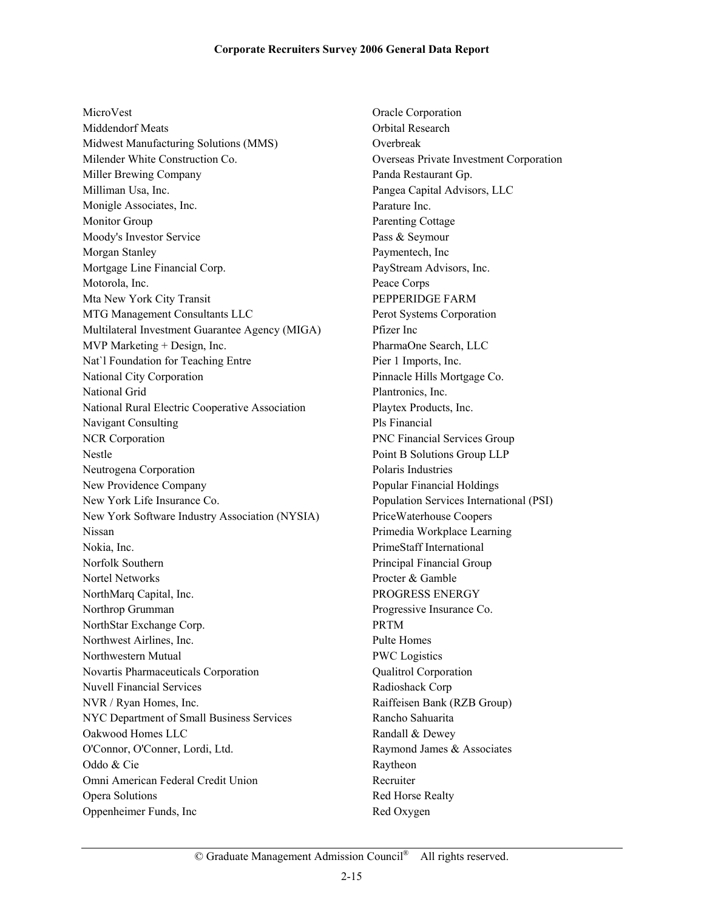MicroVest
Middendorf Meats
Midwest Manufacturing Solutions (MMS)
Milender White Construction Co.
Miller Brewing Company
Milliman Usa, Inc.
Monigle Associates, Inc.
Monitor Group
Moody's Investor Service
Morgan Stanley
Mortgage Line Financial Corp.
Motorola, Inc.
Mta New York City Transit
MTG Management Consultants LLC
Multilateral Investment Guarantee Agency (MIGA)
MVP Marketing + Design, Inc.
Nat`l Foundation for Teaching Entre
National City Corporation
National Grid
National Rural Electric Cooperative Association
Navigant Consulting
NCR Corporation
Nestle
Neutrogena Corporation
New Providence Company
New York Life Insurance Co.
New York Software Industry Association (NYSIA)
Nissan
Nokia, Inc.
Norfolk Southern
Nortel Networks
NorthMarq Capital, Inc.
Northrop Grumman
NorthStar Exchange Corp.
Northwest Airlines, Inc.
Northwestern Mutual
Novartis Pharmaceuticals Corporation
Nuvell Financial Services
NVR / Ryan Homes, Inc.
NYC Department of Small Business Services
Oakwood Homes LLC
O'Connor, O'Conner, Lordi, Ltd.
Oddo & Cie
Omni American Federal Credit Union
Opera Solutions
Oppenheimer Funds, Inc
Oracle Corporation
Orbital Research
Overbreak
Overseas Private Investment Corporation
Panda Restaurant Gp.
Pangea Capital Advisors, LLC
Parature Inc.
Parenting Cottage
Pass & Seymour
Paymentech, Inc
PayStream Advisors, Inc.
Peace Corps
PEPPERIDGE FARM
Perot Systems Corporation
Pfizer Inc
PharmaOne Search, LLC
Pier 1 Imports, Inc.
Pinnacle Hills Mortgage Co.
Plantronics, Inc.
Playtex Products, Inc.
Pls Financial
PNC Financial Services Group
Point B Solutions Group LLP
Polaris Industries
Popular Financial Holdings
Population Services International (PSI)
PriceWaterhouse Coopers
Primedia Workplace Learning
PrimeStaff International
Principal Financial Group
Procter & Gamble
PROGRESS ENERGY
Progressive Insurance Co.
PRTM
Pulte Homes
PWC Logistics
Qualitrol Corporation
Radioshack Corp
Raiffeisen Bank (RZB Group)
Rancho Sahuarita
Randall & Dewey
Raymond James & Associates
Raytheon
Recruiter
Red Horse Realty
Red Oxygen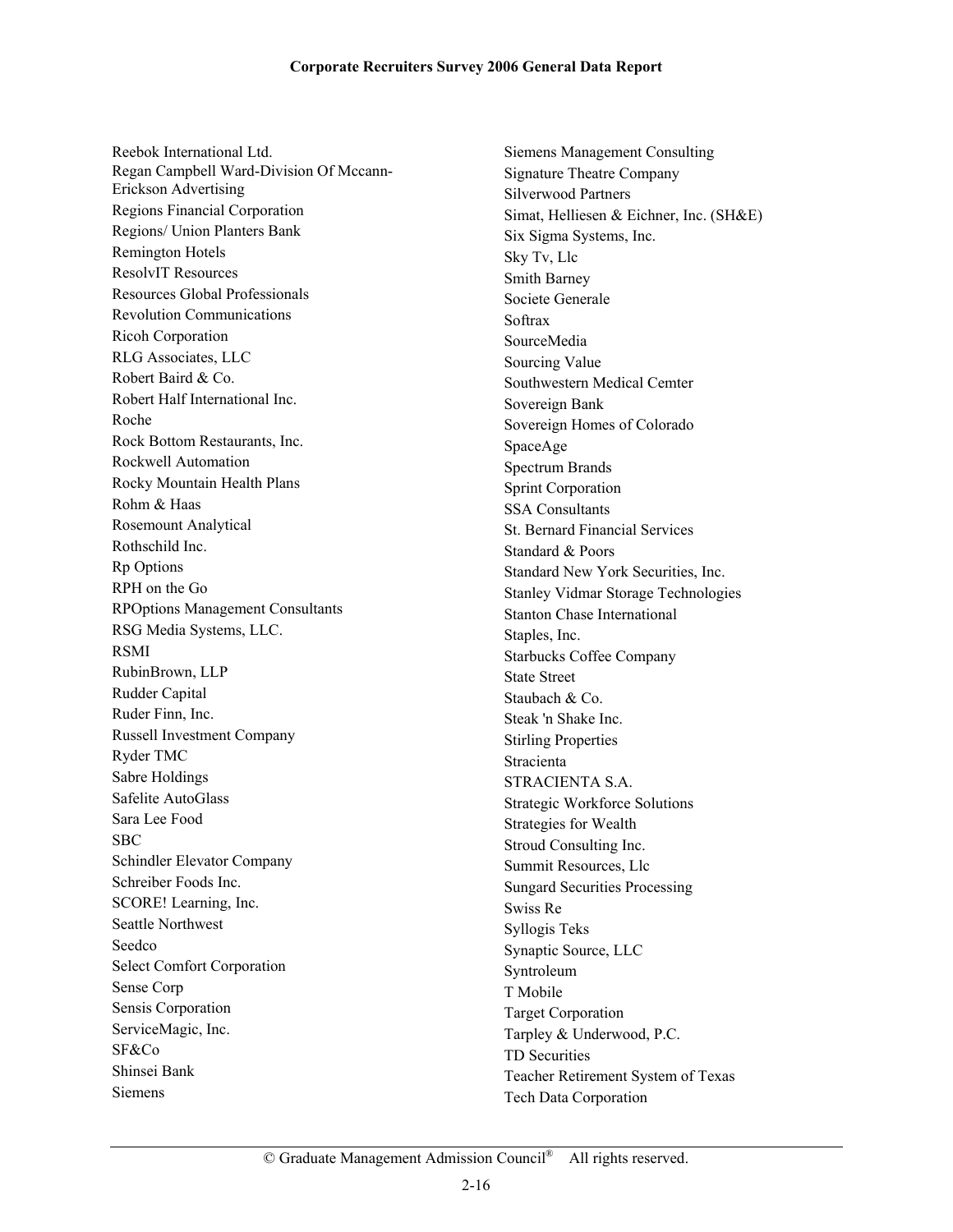Reebok International Ltd.
Regan Campbell Ward-Division Of Mccann-Erickson Advertising
Regions Financial Corporation
Regions/ Union Planters Bank
Remington Hotels
ResolvIT Resources
Resources Global Professionals
Revolution Communications
Ricoh Corporation
RLG Associates, LLC
Robert Baird & Co.
Robert Half International Inc.
Roche
Rock Bottom Restaurants, Inc.
Rockwell Automation
Rocky Mountain Health Plans
Rohm & Haas
Rosemount Analytical
Rothschild Inc.
Rp Options
RPH on the Go
RPOptions Management Consultants
RSG Media Systems, LLC.
RSMI
RubinBrown, LLP
Rudder Capital
Ruder Finn, Inc.
Russell Investment Company
Ryder TMC
Sabre Holdings
Safelite AutoGlass
Sara Lee Food
SBC
Schindler Elevator Company
Schreiber Foods Inc.
SCORE! Learning, Inc.
Seattle Northwest
Seedco
Select Comfort Corporation
Sense Corp
Sensis Corporation
ServiceMagic, Inc.
SF&Co
Shinsei Bank
Siemens
Siemens Management Consulting
Signature Theatre Company
Silverwood Partners
Simat, Helliesen & Eichner, Inc. (SH&E)
Six Sigma Systems, Inc.
Sky Tv, Llc
Smith Barney
Societe Generale
Softrax
SourceMedia
Sourcing Value
Southwestern Medical Cemter
Sovereign Bank
Sovereign Homes of Colorado
SpaceAge
Spectrum Brands
Sprint Corporation
SSA Consultants
St. Bernard Financial Services
Standard & Poors
Standard New York Securities, Inc.
Stanley Vidmar Storage Technologies
Stanton Chase International
Staples, Inc.
Starbucks Coffee Company
State Street
Staubach & Co.
Steak 'n Shake Inc.
Stirling Properties
Stracienta
STRACIENTA S.A.
Strategic Workforce Solutions
Strategies for Wealth
Stroud Consulting Inc.
Summit Resources, Llc
Sungard Securities Processing
Swiss Re
Syllogis Teks
Synaptic Source, LLC
Syntroleum
T Mobile
Target Corporation
Tarpley & Underwood, P.C.
TD Securities
Teacher Retirement System of Texas
Tech Data Corporation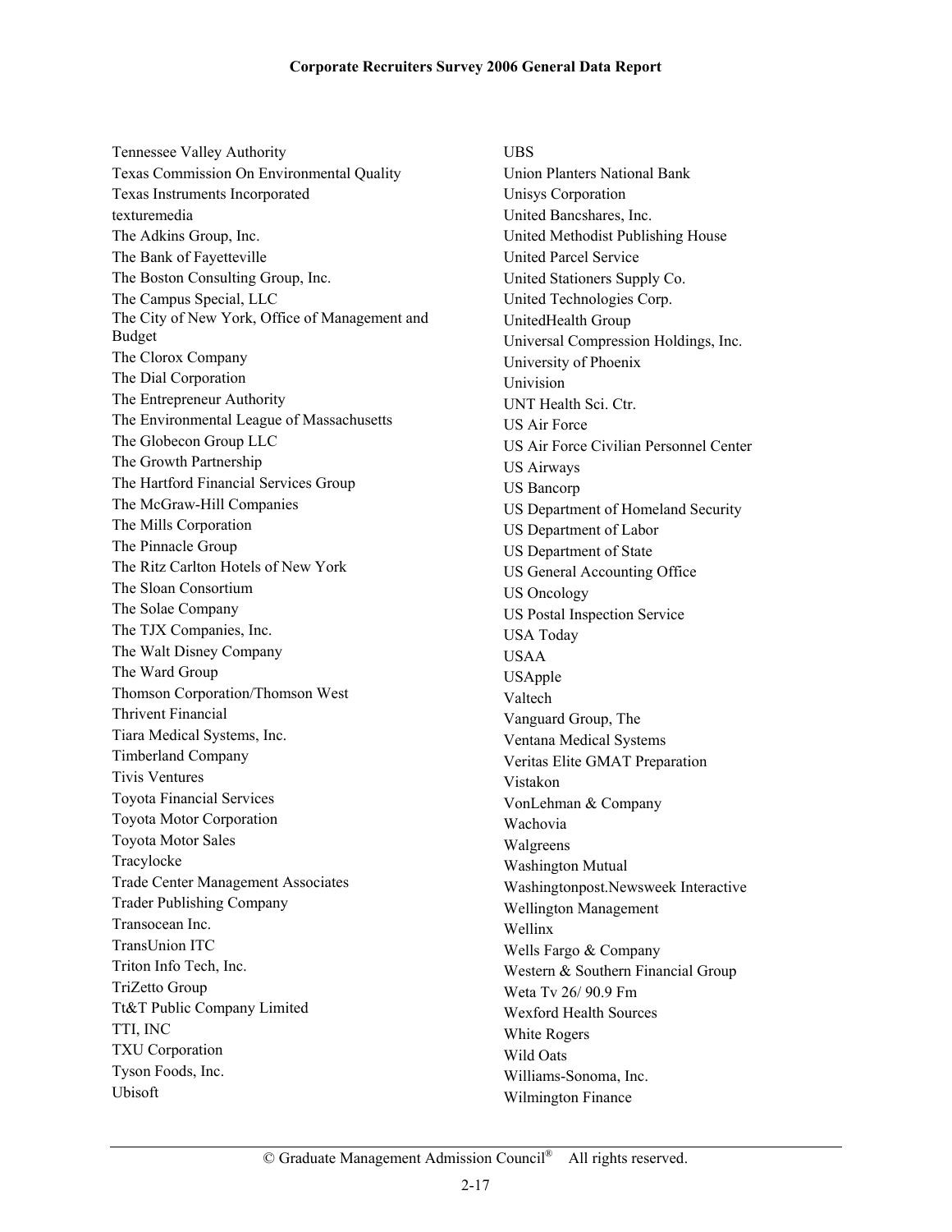Tennessee Valley Authority
Texas Commission On Environmental Quality
Texas Instruments Incorporated
texturemedia
The Adkins Group, Inc.
The Bank of Fayetteville
The Boston Consulting Group, Inc.
The Campus Special, LLC
The City of New York, Office of Management and Budget
The Clorox Company
The Dial Corporation
The Entrepreneur Authority
The Environmental League of Massachusetts
The Globecon Group LLC
The Growth Partnership
The Hartford Financial Services Group
The McGraw-Hill Companies
The Mills Corporation
The Pinnacle Group
The Ritz Carlton Hotels of New York
The Sloan Consortium
The Solae Company
The TJX Companies, Inc.
The Walt Disney Company
The Ward Group
Thomson Corporation/Thomson West
Thrivent Financial
Tiara Medical Systems, Inc.
Timberland Company
Tivis Ventures
Toyota Financial Services
Toyota Motor Corporation
Toyota Motor Sales
Tracylocke
Trade Center Management Associates
Trader Publishing Company
Transocean Inc.
TransUnion ITC
Triton Info Tech, Inc.
TriZetto Group
Tt&T Public Company Limited
TTI, INC
TXU Corporation
Tyson Foods, Inc.
Ubisoft
UBS
Union Planters National Bank
Unisys Corporation
United Bancshares, Inc.
United Methodist Publishing House
United Parcel Service
United Stationers Supply Co.
United Technologies Corp.
UnitedHealth Group
Universal Compression Holdings, Inc.
University of Phoenix
Univision
UNT Health Sci. Ctr.
US Air Force
US Air Force Civilian Personnel Center
US Airways
US Bancorp
US Department of Homeland Security
US Department of Labor
US Department of State
US General Accounting Office
US Oncology
US Postal Inspection Service
USA Today
USAA
USApple
Valtech
Vanguard Group, The
Ventana Medical Systems
Veritas Elite GMAT Preparation
Vistakon
VonLehman & Company
Wachovia
Walgreens
Washington Mutual
Washingtonpost.Newsweek Interactive
Wellington Management
Wellinx
Wells Fargo & Company
Western & Southern Financial Group
Weta Tv 26/ 90.9 Fm
Wexford Health Sources
White Rogers
Wild Oats
Williams-Sonoma, Inc.
Wilmington Finance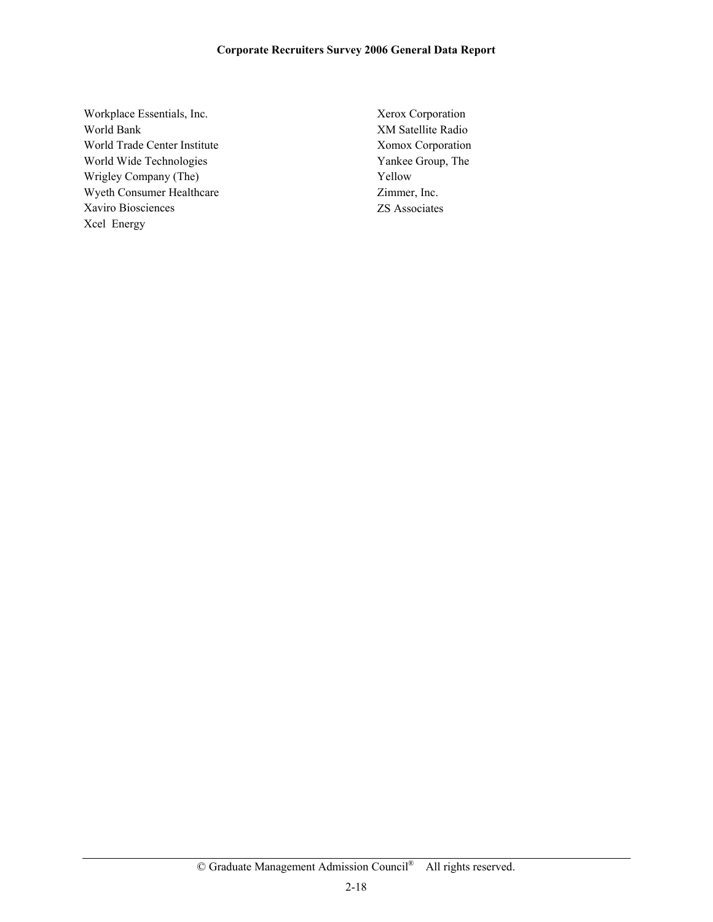Workplace Essentials, Inc.
World Bank
World Trade Center Institute
World Wide Technologies
Wrigley Company (The)
Wyeth Consumer Healthcare
Xaviro Biosciences
Xcel Energy
Xerox Corporation
XM Satellite Radio
Xomox Corporation
Yankee Group, The
Yellow
Zimmer, Inc.
ZS Associates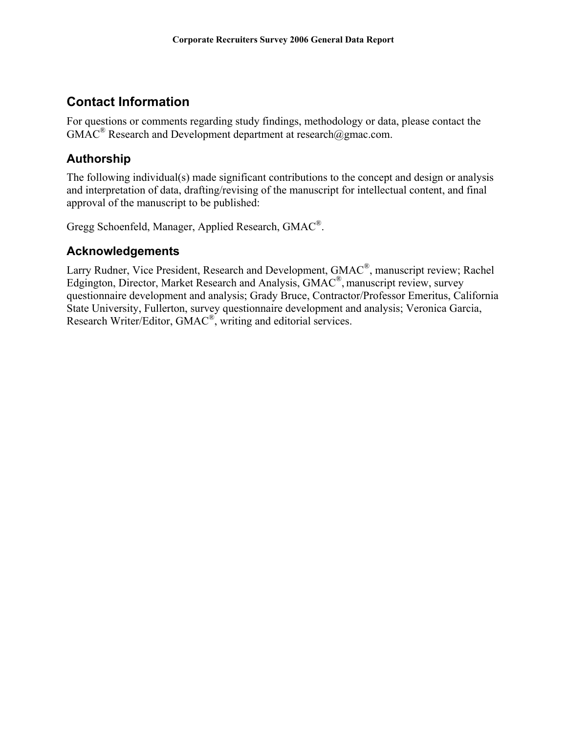## Contact Information

For questions or comments regarding study findings, methodology or data, please contact the GMAC® Research and Development department at research@gmac.com.

## Authorship

The following individual(s) made significant contributions to the concept and design or analysis and interpretation of data, drafting/revising of the manuscript for intellectual content, and final approval of the manuscript to be published:

Gregg Schoenfeld, Manager, Applied Research, GMAC®.

## Acknowledgements

Larry Rudner, Vice President, Research and Development, GMAC®, manuscript review; Rachel Edgington, Director, Market Research and Analysis, GMAC®, manuscript review, survey questionnaire development and analysis; Grady Bruce, Contractor/Professor Emeritus, California State University, Fullerton, survey questionnaire development and analysis; Veronica Garcia, Research Writer/Editor, GMAC®, writing and editorial services.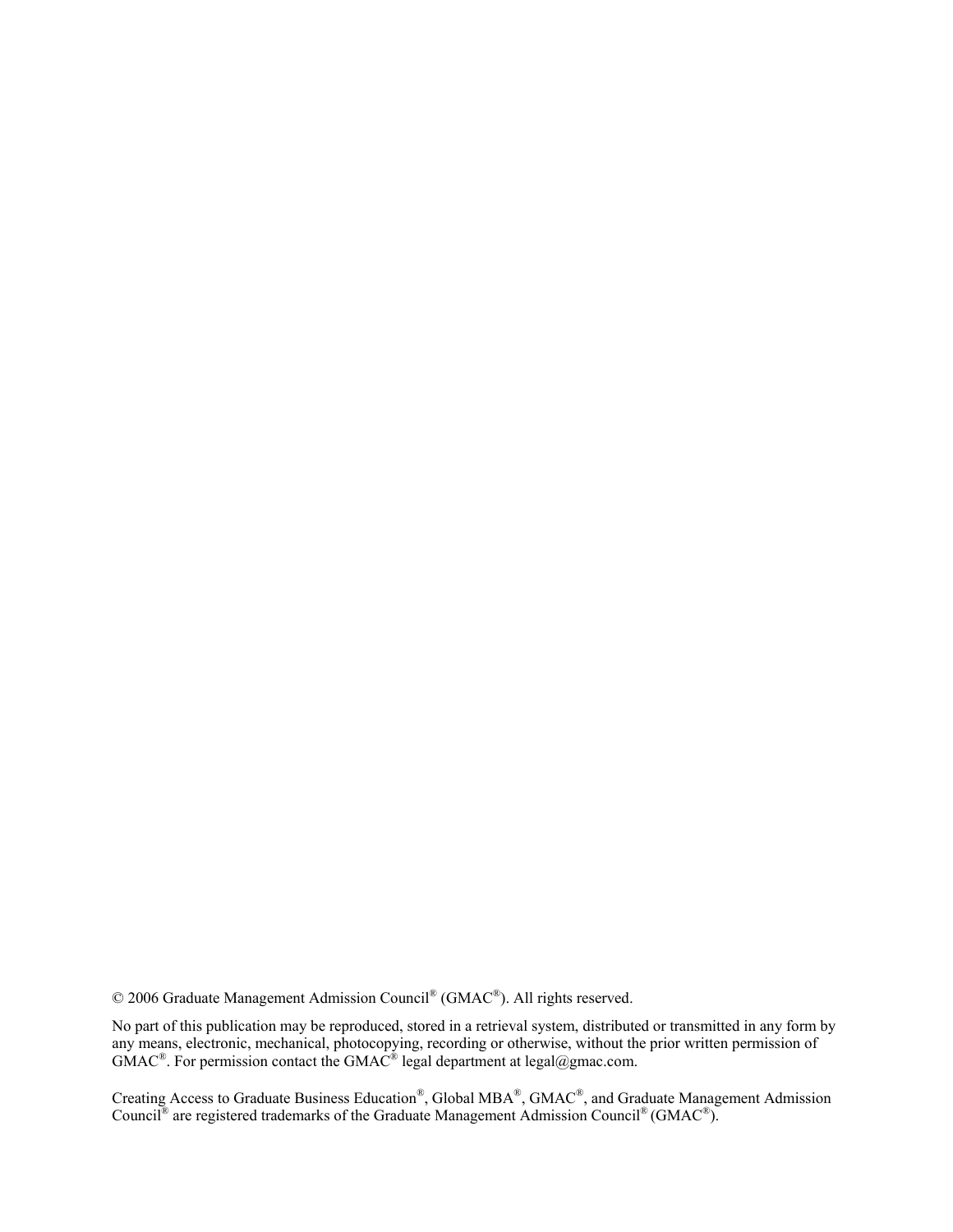© 2006 Graduate Management Admission Council® (GMAC®). All rights reserved.

No part of this publication may be reproduced, stored in a retrieval system, distributed or transmitted in any form by any means, electronic, mechanical, photocopying, recording or otherwise, without the prior written permission of GMAC®. For permission contact the GMAC® legal department at legal@gmac.com.

Creating Access to Graduate Business Education®, Global MBA®, GMAC®, and Graduate Management Admission Council® are registered trademarks of the Graduate Management Admission Council® (GMAC®).